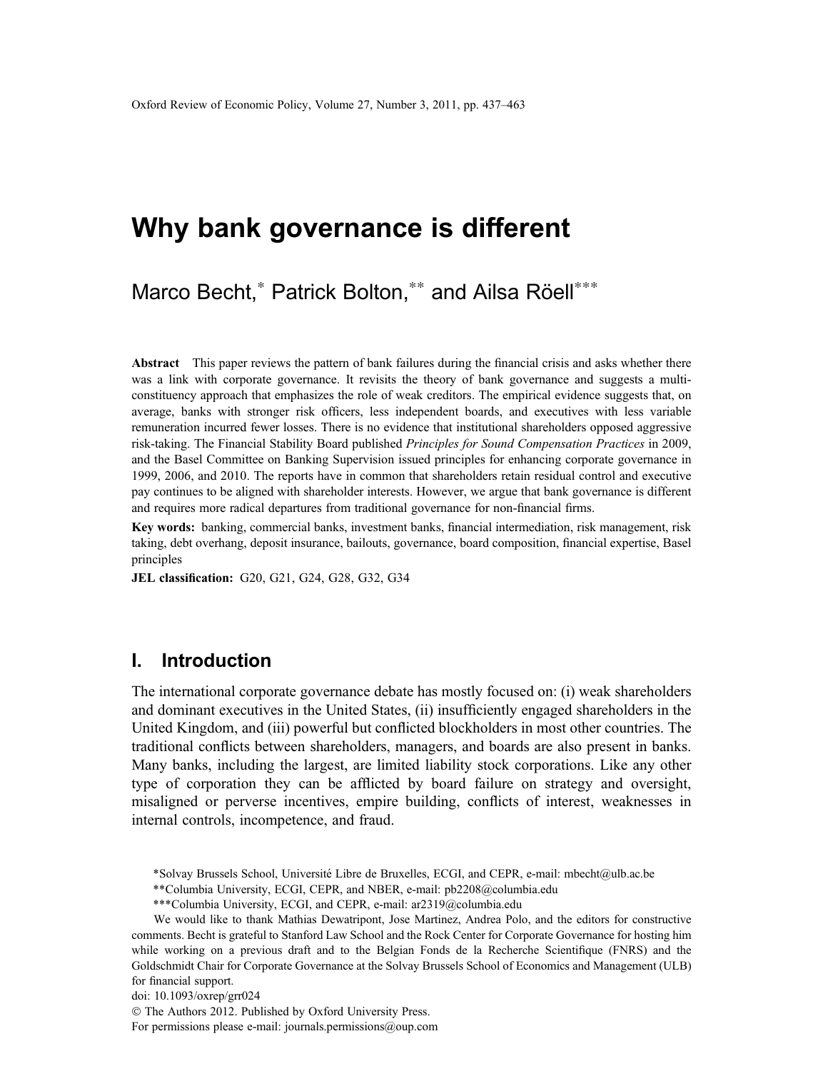# Why bank governance is different

Marco Becht,* Patrick Bolton,** and Ailsa Röell***

**Abstract** This paper reviews the pattern of bank failures during the financial crisis and asks whether there was a link with corporate governance. It revisits the theory of bank governance and suggests a multi-constituency approach that emphasizes the role of weak creditors. The empirical evidence suggests that, on average, banks with stronger risk officers, less independent boards, and executives with less variable remuneration incurred fewer losses. There is no evidence that institutional shareholders opposed aggressive risk-taking. The Financial Stability Board published *Principles for Sound Compensation Practices* in 2009, and the Basel Committee on Banking Supervision issued principles for enhancing corporate governance in 1999, 2006, and 2010. The reports have in common that shareholders retain residual control and executive pay continues to be aligned with shareholder interests. However, we argue that bank governance is different and requires more radical departures from traditional governance for non-financial firms.

**Key words:** banking, commercial banks, investment banks, financial intermediation, risk management, risk taking, debt overhang, deposit insurance, bailouts, governance, board composition, financial expertise, Basel principles

**JEL classification:** G20, G21, G24, G28, G32, G34

## I. Introduction

The international corporate governance debate has mostly focused on: (i) weak shareholders and dominant executives in the United States, (ii) insufficiently engaged shareholders in the United Kingdom, and (iii) powerful but conflicted blockholders in most other countries. The traditional conflicts between shareholders, managers, and boards are also present in banks. Many banks, including the largest, are limited liability stock corporations. Like any other type of corporation they can be afflicted by board failure on strategy and oversight, misaligned or perverse incentives, empire building, conflicts of interest, weaknesses in internal controls, incompetence, and fraud.

*Solvay Brussels School, Université Libre de Bruxelles, ECGI, and CEPR, e-mail: mbecht@ulb.ac.be

**Columbia University, ECGI, CEPR, and NBER, e-mail: pb2208@columbia.edu

***Columbia University, ECGI, and CEPR, e-mail: ar2319@columbia.edu

We would like to thank Mathias Dewatripont, Jose Martinez, Andrea Polo, and the editors for constructive comments. Becht is grateful to Stanford Law School and the Rock Center for Corporate Governance for hosting him while working on a previous draft and to the Belgian Fonds de la Recherche Scientifique (FNRS) and the Goldschmidt Chair for Corporate Governance at the Solvay Brussels School of Economics and Management (ULB) for financial support.

doi: 10.1093/oxrep/grr024

© The Authors 2012. Published by Oxford University Press.

For permissions please e-mail: journals.permissions@oup.com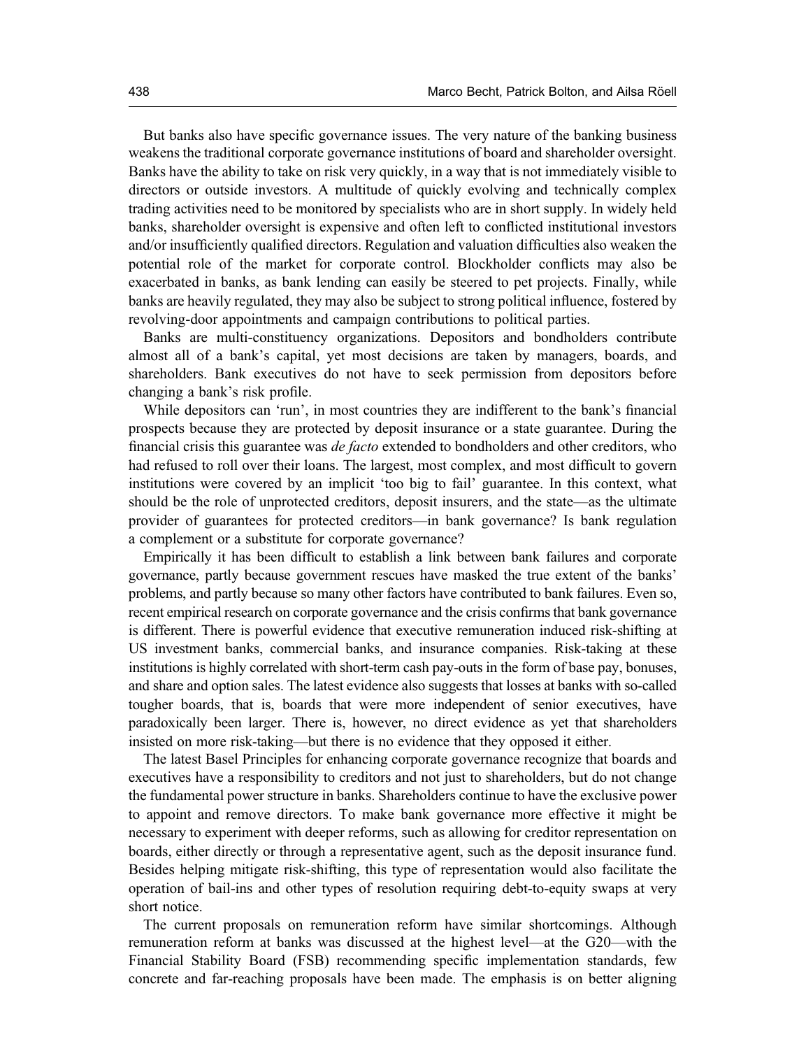But banks also have specific governance issues. The very nature of the banking business weakens the traditional corporate governance institutions of board and shareholder oversight. Banks have the ability to take on risk very quickly, in a way that is not immediately visible to directors or outside investors. A multitude of quickly evolving and technically complex trading activities need to be monitored by specialists who are in short supply. In widely held banks, shareholder oversight is expensive and often left to conflicted institutional investors and/or insufficiently qualified directors. Regulation and valuation difficulties also weaken the potential role of the market for corporate control. Blockholder conflicts may also be exacerbated in banks, as bank lending can easily be steered to pet projects. Finally, while banks are heavily regulated, they may also be subject to strong political influence, fostered by revolving-door appointments and campaign contributions to political parties.

Banks are multi-constituency organizations. Depositors and bondholders contribute almost all of a bank's capital, yet most decisions are taken by managers, boards, and shareholders. Bank executives do not have to seek permission from depositors before changing a bank's risk profile.

While depositors can 'run', in most countries they are indifferent to the bank's financial prospects because they are protected by deposit insurance or a state guarantee. During the financial crisis this guarantee was *de facto* extended to bondholders and other creditors, who had refused to roll over their loans. The largest, most complex, and most difficult to govern institutions were covered by an implicit 'too big to fail' guarantee. In this context, what should be the role of unprotected creditors, deposit insurers, and the state—as the ultimate provider of guarantees for protected creditors—in bank governance? Is bank regulation a complement or a substitute for corporate governance?

Empirically it has been difficult to establish a link between bank failures and corporate governance, partly because government rescues have masked the true extent of the banks' problems, and partly because so many other factors have contributed to bank failures. Even so, recent empirical research on corporate governance and the crisis confirms that bank governance is different. There is powerful evidence that executive remuneration induced risk-shifting at US investment banks, commercial banks, and insurance companies. Risk-taking at these institutions is highly correlated with short-term cash pay-outs in the form of base pay, bonuses, and share and option sales. The latest evidence also suggests that losses at banks with so-called tougher boards, that is, boards that were more independent of senior executives, have paradoxically been larger. There is, however, no direct evidence as yet that shareholders insisted on more risk-taking—but there is no evidence that they opposed it either.

The latest Basel Principles for enhancing corporate governance recognize that boards and executives have a responsibility to creditors and not just to shareholders, but do not change the fundamental power structure in banks. Shareholders continue to have the exclusive power to appoint and remove directors. To make bank governance more effective it might be necessary to experiment with deeper reforms, such as allowing for creditor representation on boards, either directly or through a representative agent, such as the deposit insurance fund. Besides helping mitigate risk-shifting, this type of representation would also facilitate the operation of bail-ins and other types of resolution requiring debt-to-equity swaps at very short notice.

The current proposals on remuneration reform have similar shortcomings. Although remuneration reform at banks was discussed at the highest level—at the G20—with the Financial Stability Board (FSB) recommending specific implementation standards, few concrete and far-reaching proposals have been made. The emphasis is on better aligning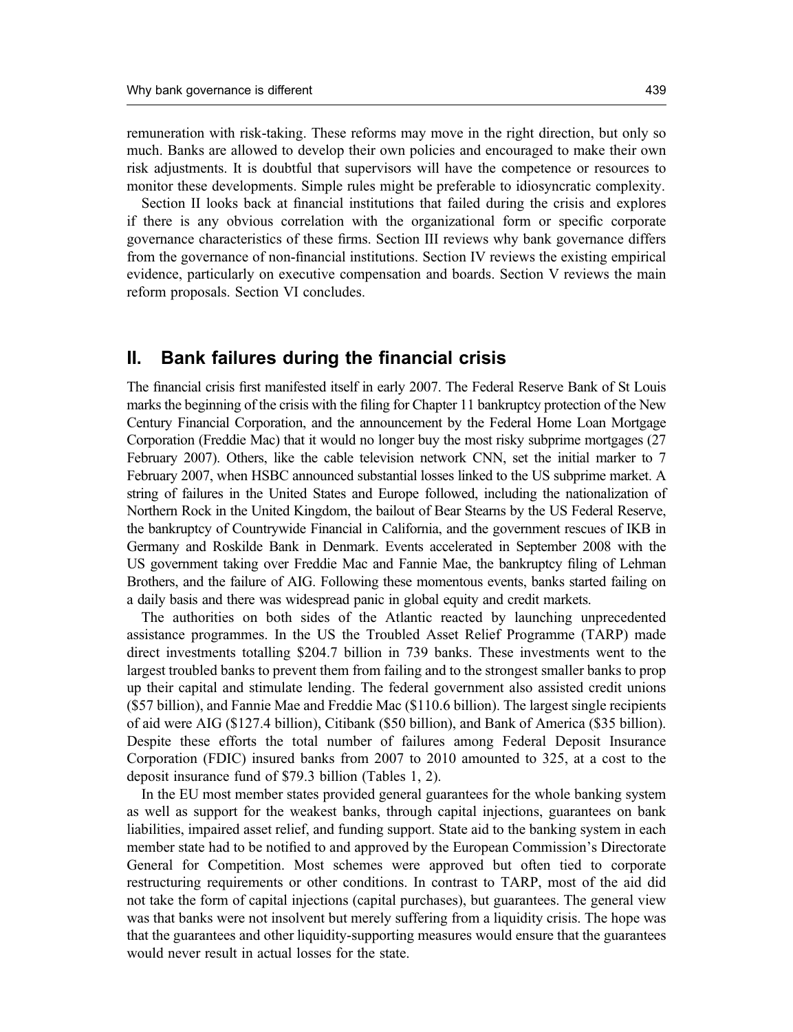remuneration with risk-taking. These reforms may move in the right direction, but only so much. Banks are allowed to develop their own policies and encouraged to make their own risk adjustments. It is doubtful that supervisors will have the competence or resources to monitor these developments. Simple rules might be preferable to idiosyncratic complexity.

Section II looks back at financial institutions that failed during the crisis and explores if there is any obvious correlation with the organizational form or specific corporate governance characteristics of these firms. Section III reviews why bank governance differs from the governance of non-financial institutions. Section IV reviews the existing empirical evidence, particularly on executive compensation and boards. Section V reviews the main reform proposals. Section VI concludes.

## II. Bank failures during the financial crisis

The financial crisis first manifested itself in early 2007. The Federal Reserve Bank of St Louis marks the beginning of the crisis with the filing for Chapter 11 bankruptcy protection of the New Century Financial Corporation, and the announcement by the Federal Home Loan Mortgage Corporation (Freddie Mac) that it would no longer buy the most risky subprime mortgages (27 February 2007). Others, like the cable television network CNN, set the initial marker to 7 February 2007, when HSBC announced substantial losses linked to the US subprime market. A string of failures in the United States and Europe followed, including the nationalization of Northern Rock in the United Kingdom, the bailout of Bear Stearns by the US Federal Reserve, the bankruptcy of Countrywide Financial in California, and the government rescues of IKB in Germany and Roskilde Bank in Denmark. Events accelerated in September 2008 with the US government taking over Freddie Mac and Fannie Mae, the bankruptcy filing of Lehman Brothers, and the failure of AIG. Following these momentous events, banks started failing on a daily basis and there was widespread panic in global equity and credit markets.

The authorities on both sides of the Atlantic reacted by launching unprecedented assistance programmes. In the US the Troubled Asset Relief Programme (TARP) made direct investments totalling \$204.7 billion in 739 banks. These investments went to the largest troubled banks to prevent them from failing and to the strongest smaller banks to prop up their capital and stimulate lending. The federal government also assisted credit unions (\$57 billion), and Fannie Mae and Freddie Mac (\$110.6 billion). The largest single recipients of aid were AIG (\$127.4 billion), Citibank (\$50 billion), and Bank of America (\$35 billion). Despite these efforts the total number of failures among Federal Deposit Insurance Corporation (FDIC) insured banks from 2007 to 2010 amounted to 325, at a cost to the deposit insurance fund of \$79.3 billion (Tables 1, 2).

In the EU most member states provided general guarantees for the whole banking system as well as support for the weakest banks, through capital injections, guarantees on bank liabilities, impaired asset relief, and funding support. State aid to the banking system in each member state had to be notified to and approved by the European Commission's Directorate General for Competition. Most schemes were approved but often tied to corporate restructuring requirements or other conditions. In contrast to TARP, most of the aid did not take the form of capital injections (capital purchases), but guarantees. The general view was that banks were not insolvent but merely suffering from a liquidity crisis. The hope was that the guarantees and other liquidity-supporting measures would ensure that the guarantees would never result in actual losses for the state.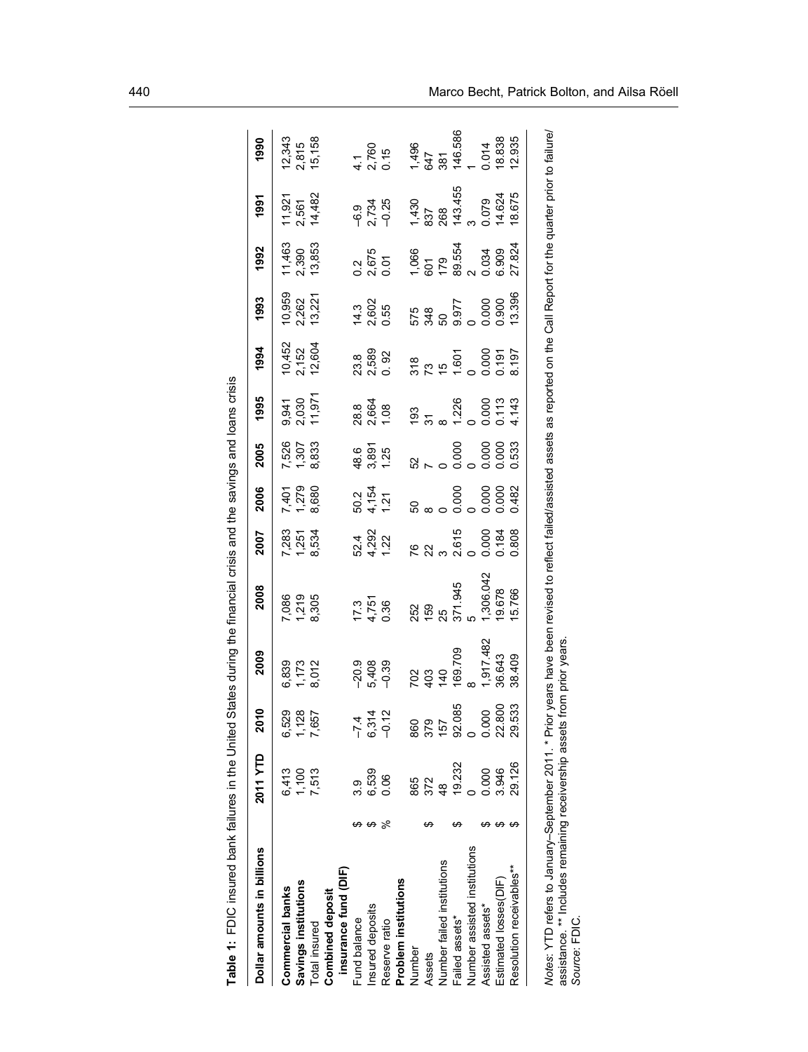**Table 1:** FDIC insured bank failures in the United States during the financial crisis and the savings and loans crisis

| Dollar amounts in billions | | 2011 YTD | 2010 | 2009 | 2008 | 2007 | 2006 | 2005 | 1995 | 1994 | 1993 | 1992 | 1991 | 1990 |
|---|---|---|---|---|---|---|---|---|---|---|---|---|---|---|
| **Commercial banks** | | 6,413 | 6,529 | 6,839 | 7,086 | 7,283 | 7,401 | 7,526 | 9,941 | 10,452 | 10,959 | 11,463 | 11,921 | 12,343 |
| **Savings institutions** | | 1,100 | 1,128 | 1,173 | 1,219 | 1,251 | 1,279 | 1,307 | 2,030 | 2,152 | 2,262 | 2,390 | 2,561 | 2,815 |
| Total insured | | 7,513 | 7,657 | 8,012 | 8,305 | 8,534 | 8,680 | 8,833 | 11,971 | 12,604 | 13,221 | 13,853 | 14,482 | 15,158 |
| **Combined deposit insurance fund (DIF)** | | | | | | | | | | | | | | |
| Fund balance | $ | 3.9 | −7.4 | −20.9 | 17.3 | 52.4 | 50.2 | 48.6 | 28.8 | 23.8 | 14.3 | 0.2 | −6.9 | 4.1 |
| Insured deposits | $ | 6,539 | 6,314 | 5,408 | 4,751 | 4,292 | 4,154 | 3,891 | 2,664 | 2,589 | 2,602 | 2,675 | 2,734 | 2,760 |
| Reserve ratio | % | 0.06 | −0.12 | −0.39 | 0.36 | 1.22 | 1.21 | 1.25 | 1.08 | 0. 92 | 0.55 | 0.01 | −0.25 | 0.15 |
| **Problem institutions** | | | | | | | | | | | | | | |
| Number | | 865 | 860 | 702 | 252 | 76 | 50 | 52 | 193 | 318 | 575 | 1,066 | 1,430 | 1,496 |
| Assets | $ | 372 | 379 | 403 | 159 | 22 | 8 | 7 | 31 | 73 | 348 | 601 | 837 | 647 |
| Number failed institutions | | 48 | 157 | 140 | 25 | 3 | 0 | 0 | 8 | 15 | 50 | 179 | 268 | 381 |
| Failed assets* | $ | 19.232 | 92.085 | 169.709 | 371.945 | 2.615 | 0.000 | 0.000 | 1.226 | 1.601 | 9.977 | 89.554 | 143.455 | 146.586 |
| Number assisted institutions | | 0 | 0 | 8 | 5 | 0 | 0 | 0 | 0 | 0 | 0 | 2 | 3 | 1 |
| Assisted assets* | $ | 0.000 | 0.000 | 1,917.482 | 1,306.042 | 0.000 | 0.000 | 0.000 | 0.000 | 0.000 | 0.000 | 0.034 | 0.079 | 0.014 |
| Estimated losses(DIF) | $ | 3.946 | 22.800 | 36.643 | 19.678 | 0.184 | 0.000 | 0.000 | 0.113 | 0.191 | 0.900 | 6.909 | 14.624 | 18.838 |
| Resolution receivables** | $ | 29.126 | 29.533 | 38.409 | 15.766 | 0.808 | 0.482 | 0.533 | 4.143 | 8.197 | 13.396 | 27.824 | 18.675 | 12.935 |

*Notes*: YTD refers to January–September 2011. * Prior years have been revised to reflect failed/assisted assets as reported on the Call Report for the quarter prior to failure/assistance. ** Includes remaining receivership assets from prior years.
*Source*: FDIC.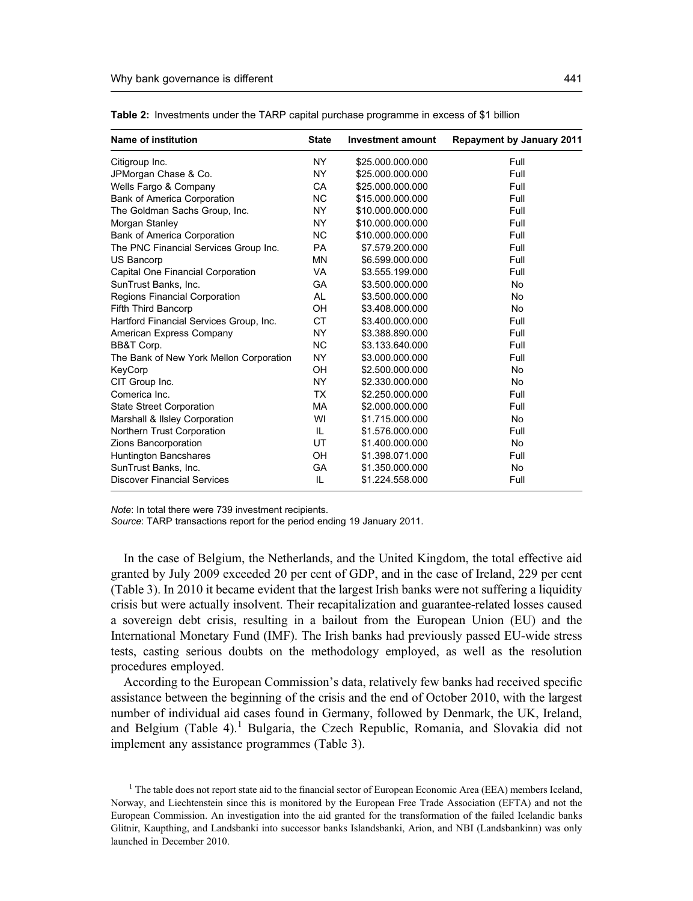**Table 2:** Investments under the TARP capital purchase programme in excess of $1 billion

| Name of institution | State | Investment amount | Repayment by January 2011 |
|---|---|---|---|
| Citigroup Inc. | NY | $25.000.000.000 | Full |
| JPMorgan Chase & Co. | NY | $25.000.000.000 | Full |
| Wells Fargo & Company | CA | $25.000.000.000 | Full |
| Bank of America Corporation | NC | $15.000.000.000 | Full |
| The Goldman Sachs Group, Inc. | NY | $10.000.000.000 | Full |
| Morgan Stanley | NY | $10.000.000.000 | Full |
| Bank of America Corporation | NC | $10.000.000.000 | Full |
| The PNC Financial Services Group Inc. | PA | $7.579.200.000 | Full |
| US Bancorp | MN | $6.599.000.000 | Full |
| Capital One Financial Corporation | VA | $3.555.199.000 | Full |
| SunTrust Banks, Inc. | GA | $3.500.000.000 | No |
| Regions Financial Corporation | AL | $3.500.000.000 | No |
| Fifth Third Bancorp | OH | $3.408.000.000 | No |
| Hartford Financial Services Group, Inc. | CT | $3.400.000.000 | Full |
| American Express Company | NY | $3.388.890.000 | Full |
| BB&T Corp. | NC | $3.133.640.000 | Full |
| The Bank of New York Mellon Corporation | NY | $3.000.000.000 | Full |
| KeyCorp | OH | $2.500.000.000 | No |
| CIT Group Inc. | NY | $2.330.000.000 | No |
| Comerica Inc. | TX | $2.250.000.000 | Full |
| State Street Corporation | MA | $2.000.000.000 | Full |
| Marshall & Ilsley Corporation | WI | $1.715.000.000 | No |
| Northern Trust Corporation | IL | $1.576.000.000 | Full |
| Zions Bancorporation | UT | $1.400.000.000 | No |
| Huntington Bancshares | OH | $1.398.071.000 | Full |
| SunTrust Banks, Inc. | GA | $1.350.000.000 | No |
| Discover Financial Services | IL | $1.224.558.000 | Full |

*Note*: In total there were 739 investment recipients.
*Source*: TARP transactions report for the period ending 19 January 2011.

In the case of Belgium, the Netherlands, and the United Kingdom, the total effective aid granted by July 2009 exceeded 20 per cent of GDP, and in the case of Ireland, 229 per cent (Table 3). In 2010 it became evident that the largest Irish banks were not suffering a liquidity crisis but were actually insolvent. Their recapitalization and guarantee-related losses caused a sovereign debt crisis, resulting in a bailout from the European Union (EU) and the International Monetary Fund (IMF). The Irish banks had previously passed EU-wide stress tests, casting serious doubts on the methodology employed, as well as the resolution procedures employed.

According to the European Commission's data, relatively few banks had received specific assistance between the beginning of the crisis and the end of October 2010, with the largest number of individual aid cases found in Germany, followed by Denmark, the UK, Ireland, and Belgium (Table 4).[1] Bulgaria, the Czech Republic, Romania, and Slovakia did not implement any assistance programmes (Table 3).

[1] The table does not report state aid to the financial sector of European Economic Area (EEA) members Iceland, Norway, and Liechtenstein since this is monitored by the European Free Trade Association (EFTA) and not the European Commission. An investigation into the aid granted for the transformation of the failed Icelandic banks Glitnir, Kaupthing, and Landsbanki into successor banks Islandsbanki, Arion, and NBI (Landsbankinn) was only launched in December 2010.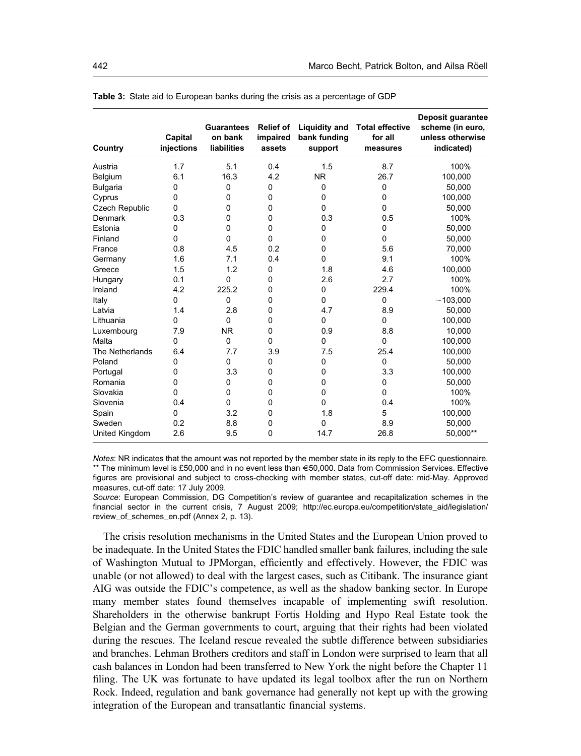**Table 3:** State aid to European banks during the crisis as a percentage of GDP

| Country | Capital injections | Guarantees on bank liabilities | Relief of impaired assets | Liquidity and bank funding support | Total effective for all measures | Deposit guarantee scheme (in euro, unless otherwise indicated) |
|---|---|---|---|---|---|---|
| Austria | 1.7 | 5.1 | 0.4 | 1.5 | 8.7 | 100% |
| Belgium | 6.1 | 16.3 | 4.2 | NR | 26.7 | 100,000 |
| Bulgaria | 0 | 0 | 0 | 0 | 0 | 50,000 |
| Cyprus | 0 | 0 | 0 | 0 | 0 | 100,000 |
| Czech Republic | 0 | 0 | 0 | 0 | 0 | 50,000 |
| Denmark | 0.3 | 0 | 0 | 0.3 | 0.5 | 100% |
| Estonia | 0 | 0 | 0 | 0 | 0 | 50,000 |
| Finland | 0 | 0 | 0 | 0 | 0 | 50,000 |
| France | 0.8 | 4.5 | 0.2 | 0 | 5.6 | 70,000 |
| Germany | 1.6 | 7.1 | 0.4 | 0 | 9.1 | 100% |
| Greece | 1.5 | 1.2 | 0 | 1.8 | 4.6 | 100,000 |
| Hungary | 0.1 | 0 | 0 | 2.6 | 2.7 | 100% |
| Ireland | 4.2 | 225.2 | 0 | 0 | 229.4 | 100% |
| Italy | 0 | 0 | 0 | 0 | 0 | ~103,000 |
| Latvia | 1.4 | 2.8 | 0 | 4.7 | 8.9 | 50,000 |
| Lithuania | 0 | 0 | 0 | 0 | 0 | 100,000 |
| Luxembourg | 7.9 | NR | 0 | 0.9 | 8.8 | 10,000 |
| Malta | 0 | 0 | 0 | 0 | 0 | 100,000 |
| The Netherlands | 6.4 | 7.7 | 3.9 | 7.5 | 25.4 | 100,000 |
| Poland | 0 | 0 | 0 | 0 | 0 | 50,000 |
| Portugal | 0 | 3.3 | 0 | 0 | 3.3 | 100,000 |
| Romania | 0 | 0 | 0 | 0 | 0 | 50,000 |
| Slovakia | 0 | 0 | 0 | 0 | 0 | 100% |
| Slovenia | 0.4 | 0 | 0 | 0 | 0.4 | 100% |
| Spain | 0 | 3.2 | 0 | 1.8 | 5 | 100,000 |
| Sweden | 0.2 | 8.8 | 0 | 0 | 8.9 | 50,000 |
| United Kingdom | 2.6 | 9.5 | 0 | 14.7 | 26.8 | 50,000** |

*Notes*: NR indicates that the amount was not reported by the member state in its reply to the EFC questionnaire. ** The minimum level is £50,000 and in no event less than €50,000. Data from Commission Services. Effective figures are provisional and subject to cross-checking with member states, cut-off date: mid-May. Approved measures, cut-off date: 17 July 2009.

*Source*: European Commission, DG Competition's review of guarantee and recapitalization schemes in the financial sector in the current crisis, 7 August 2009; http://ec.europa.eu/competition/state_aid/legislation/review_of_schemes_en.pdf (Annex 2, p. 13).

The crisis resolution mechanisms in the United States and the European Union proved to be inadequate. In the United States the FDIC handled smaller bank failures, including the sale of Washington Mutual to JPMorgan, efficiently and effectively. However, the FDIC was unable (or not allowed) to deal with the largest cases, such as Citibank. The insurance giant AIG was outside the FDIC's competence, as well as the shadow banking sector. In Europe many member states found themselves incapable of implementing swift resolution. Shareholders in the otherwise bankrupt Fortis Holding and Hypo Real Estate took the Belgian and the German governments to court, arguing that their rights had been violated during the rescues. The Iceland rescue revealed the subtle difference between subsidiaries and branches. Lehman Brothers creditors and staff in London were surprised to learn that all cash balances in London had been transferred to New York the night before the Chapter 11 filing. The UK was fortunate to have updated its legal toolbox after the run on Northern Rock. Indeed, regulation and bank governance had generally not kept up with the growing integration of the European and transatlantic financial systems.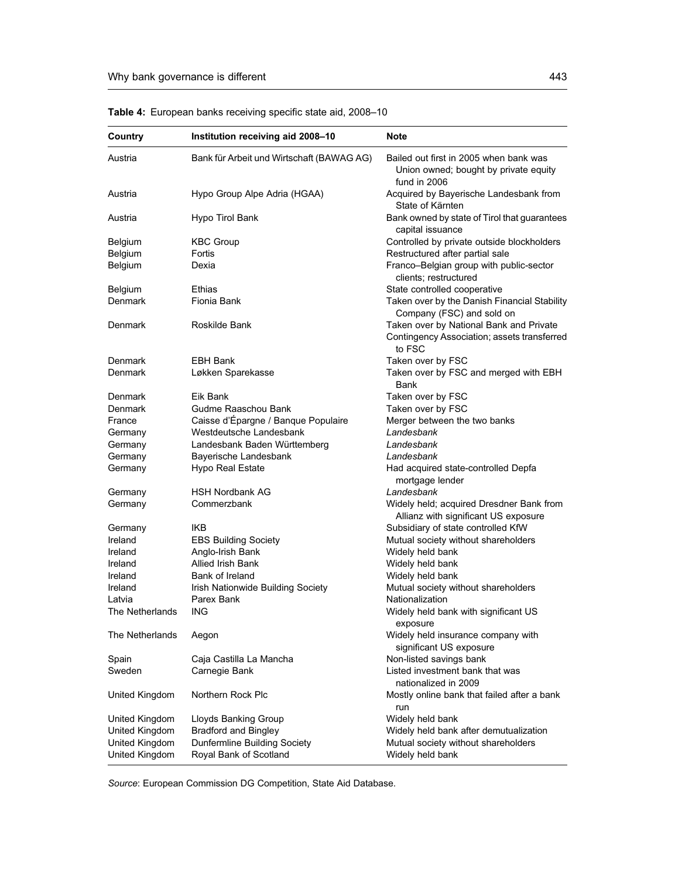**Table 4:** European banks receiving specific state aid, 2008–10

| Country | Institution receiving aid 2008–10 | Note |
|---|---|---|
| Austria | Bank für Arbeit und Wirtschaft (BAWAG AG) | Bailed out first in 2005 when bank was Union owned; bought by private equity fund in 2006 |
| Austria | Hypo Group Alpe Adria (HGAA) | Acquired by Bayerische Landesbank from State of Kärnten |
| Austria | Hypo Tirol Bank | Bank owned by state of Tirol that guarantees capital issuance |
| Belgium | KBC Group | Controlled by private outside blockholders |
| Belgium | Fortis | Restructured after partial sale |
| Belgium | Dexia | Franco–Belgian group with public-sector clients; restructured |
| Belgium | Ethias | State controlled cooperative |
| Denmark | Fionia Bank | Taken over by the Danish Financial Stability Company (FSC) and sold on |
| Denmark | Roskilde Bank | Taken over by National Bank and Private Contingency Association; assets transferred to FSC |
| Denmark | EBH Bank | Taken over by FSC |
| Denmark | Løkken Sparekasse | Taken over by FSC and merged with EBH Bank |
| Denmark | Eik Bank | Taken over by FSC |
| Denmark | Gudme Raaschou Bank | Taken over by FSC |
| France | Caisse d'Épargne / Banque Populaire | Merger between the two banks |
| Germany | Westdeutsche Landesbank | *Landesbank* |
| Germany | Landesbank Baden Württemberg | *Landesbank* |
| Germany | Bayerische Landesbank | *Landesbank* |
| Germany | Hypo Real Estate | Had acquired state-controlled Depfa mortgage lender |
| Germany | HSH Nordbank AG | *Landesbank* |
| Germany | Commerzbank | Widely held; acquired Dresdner Bank from Allianz with significant US exposure |
| Germany | IKB | Subsidiary of state controlled KfW |
| Ireland | EBS Building Society | Mutual society without shareholders |
| Ireland | Anglo-Irish Bank | Widely held bank |
| Ireland | Allied Irish Bank | Widely held bank |
| Ireland | Bank of Ireland | Widely held bank |
| Ireland | Irish Nationwide Building Society | Mutual society without shareholders |
| Latvia | Parex Bank | Nationalization |
| The Netherlands | ING | Widely held bank with significant US exposure |
| The Netherlands | Aegon | Widely held insurance company with significant US exposure |
| Spain | Caja Castilla La Mancha | Non-listed savings bank |
| Sweden | Carnegie Bank | Listed investment bank that was nationalized in 2009 |
| United Kingdom | Northern Rock Plc | Mostly online bank that failed after a bank run |
| United Kingdom | Lloyds Banking Group | Widely held bank |
| United Kingdom | Bradford and Bingley | Widely held bank after demutualization |
| United Kingdom | Dunfermline Building Society | Mutual society without shareholders |
| United Kingdom | Royal Bank of Scotland | Widely held bank |

*Source*: European Commission DG Competition, State Aid Database.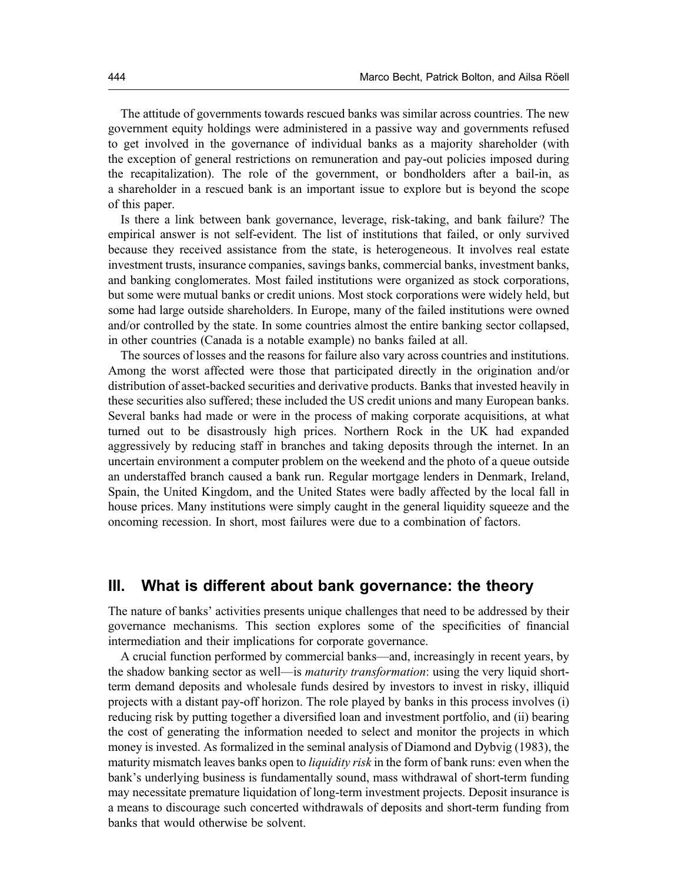The attitude of governments towards rescued banks was similar across countries. The new government equity holdings were administered in a passive way and governments refused to get involved in the governance of individual banks as a majority shareholder (with the exception of general restrictions on remuneration and pay-out policies imposed during the recapitalization). The role of the government, or bondholders after a bail-in, as a shareholder in a rescued bank is an important issue to explore but is beyond the scope of this paper.

Is there a link between bank governance, leverage, risk-taking, and bank failure? The empirical answer is not self-evident. The list of institutions that failed, or only survived because they received assistance from the state, is heterogeneous. It involves real estate investment trusts, insurance companies, savings banks, commercial banks, investment banks, and banking conglomerates. Most failed institutions were organized as stock corporations, but some were mutual banks or credit unions. Most stock corporations were widely held, but some had large outside shareholders. In Europe, many of the failed institutions were owned and/or controlled by the state. In some countries almost the entire banking sector collapsed, in other countries (Canada is a notable example) no banks failed at all.

The sources of losses and the reasons for failure also vary across countries and institutions. Among the worst affected were those that participated directly in the origination and/or distribution of asset-backed securities and derivative products. Banks that invested heavily in these securities also suffered; these included the US credit unions and many European banks. Several banks had made or were in the process of making corporate acquisitions, at what turned out to be disastrously high prices. Northern Rock in the UK had expanded aggressively by reducing staff in branches and taking deposits through the internet. In an uncertain environment a computer problem on the weekend and the photo of a queue outside an understaffed branch caused a bank run. Regular mortgage lenders in Denmark, Ireland, Spain, the United Kingdom, and the United States were badly affected by the local fall in house prices. Many institutions were simply caught in the general liquidity squeeze and the oncoming recession. In short, most failures were due to a combination of factors.

## III. What is different about bank governance: the theory

The nature of banks' activities presents unique challenges that need to be addressed by their governance mechanisms. This section explores some of the specificities of financial intermediation and their implications for corporate governance.

A crucial function performed by commercial banks—and, increasingly in recent years, by the shadow banking sector as well—is *maturity transformation*: using the very liquid short-term demand deposits and wholesale funds desired by investors to invest in risky, illiquid projects with a distant pay-off horizon. The role played by banks in this process involves (i) reducing risk by putting together a diversified loan and investment portfolio, and (ii) bearing the cost of generating the information needed to select and monitor the projects in which money is invested. As formalized in the seminal analysis of Diamond and Dybvig (1983), the maturity mismatch leaves banks open to *liquidity risk* in the form of bank runs: even when the bank's underlying business is fundamentally sound, mass withdrawal of short-term funding may necessitate premature liquidation of long-term investment projects. Deposit insurance is a means to discourage such concerted withdrawals of deposits and short-term funding from banks that would otherwise be solvent.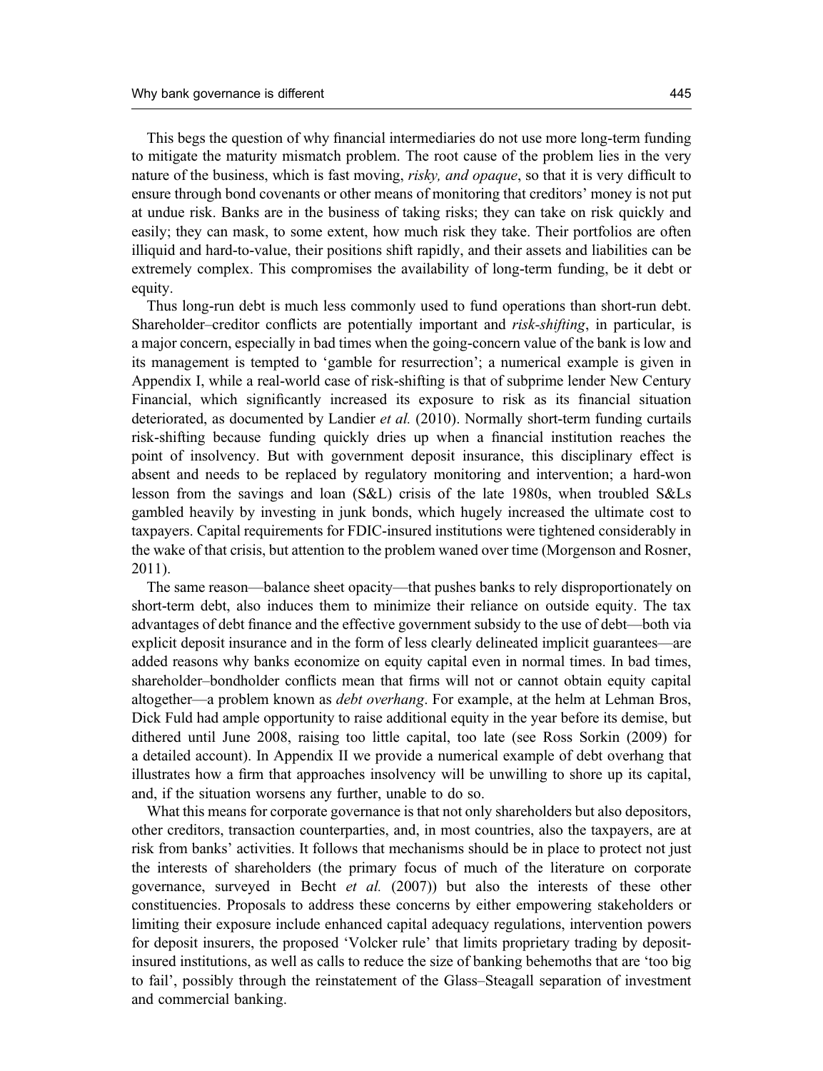This begs the question of why financial intermediaries do not use more long-term funding to mitigate the maturity mismatch problem. The root cause of the problem lies in the very nature of the business, which is fast moving, *risky, and opaque*, so that it is very difficult to ensure through bond covenants or other means of monitoring that creditors' money is not put at undue risk. Banks are in the business of taking risks; they can take on risk quickly and easily; they can mask, to some extent, how much risk they take. Their portfolios are often illiquid and hard-to-value, their positions shift rapidly, and their assets and liabilities can be extremely complex. This compromises the availability of long-term funding, be it debt or equity.

Thus long-run debt is much less commonly used to fund operations than short-run debt. Shareholder–creditor conflicts are potentially important and *risk-shifting*, in particular, is a major concern, especially in bad times when the going-concern value of the bank is low and its management is tempted to 'gamble for resurrection'; a numerical example is given in Appendix I, while a real-world case of risk-shifting is that of subprime lender New Century Financial, which significantly increased its exposure to risk as its financial situation deteriorated, as documented by Landier *et al.* (2010). Normally short-term funding curtails risk-shifting because funding quickly dries up when a financial institution reaches the point of insolvency. But with government deposit insurance, this disciplinary effect is absent and needs to be replaced by regulatory monitoring and intervention; a hard-won lesson from the savings and loan (S&L) crisis of the late 1980s, when troubled S&Ls gambled heavily by investing in junk bonds, which hugely increased the ultimate cost to taxpayers. Capital requirements for FDIC-insured institutions were tightened considerably in the wake of that crisis, but attention to the problem waned over time (Morgenson and Rosner, 2011).

The same reason—balance sheet opacity—that pushes banks to rely disproportionately on short-term debt, also induces them to minimize their reliance on outside equity. The tax advantages of debt finance and the effective government subsidy to the use of debt—both via explicit deposit insurance and in the form of less clearly delineated implicit guarantees—are added reasons why banks economize on equity capital even in normal times. In bad times, shareholder–bondholder conflicts mean that firms will not or cannot obtain equity capital altogether—a problem known as *debt overhang*. For example, at the helm at Lehman Bros, Dick Fuld had ample opportunity to raise additional equity in the year before its demise, but dithered until June 2008, raising too little capital, too late (see Ross Sorkin (2009) for a detailed account). In Appendix II we provide a numerical example of debt overhang that illustrates how a firm that approaches insolvency will be unwilling to shore up its capital, and, if the situation worsens any further, unable to do so.

What this means for corporate governance is that not only shareholders but also depositors, other creditors, transaction counterparties, and, in most countries, also the taxpayers, are at risk from banks' activities. It follows that mechanisms should be in place to protect not just the interests of shareholders (the primary focus of much of the literature on corporate governance, surveyed in Becht *et al.* (2007)) but also the interests of these other constituencies. Proposals to address these concerns by either empowering stakeholders or limiting their exposure include enhanced capital adequacy regulations, intervention powers for deposit insurers, the proposed 'Volcker rule' that limits proprietary trading by deposit-insured institutions, as well as calls to reduce the size of banking behemoths that are 'too big to fail', possibly through the reinstatement of the Glass–Steagall separation of investment and commercial banking.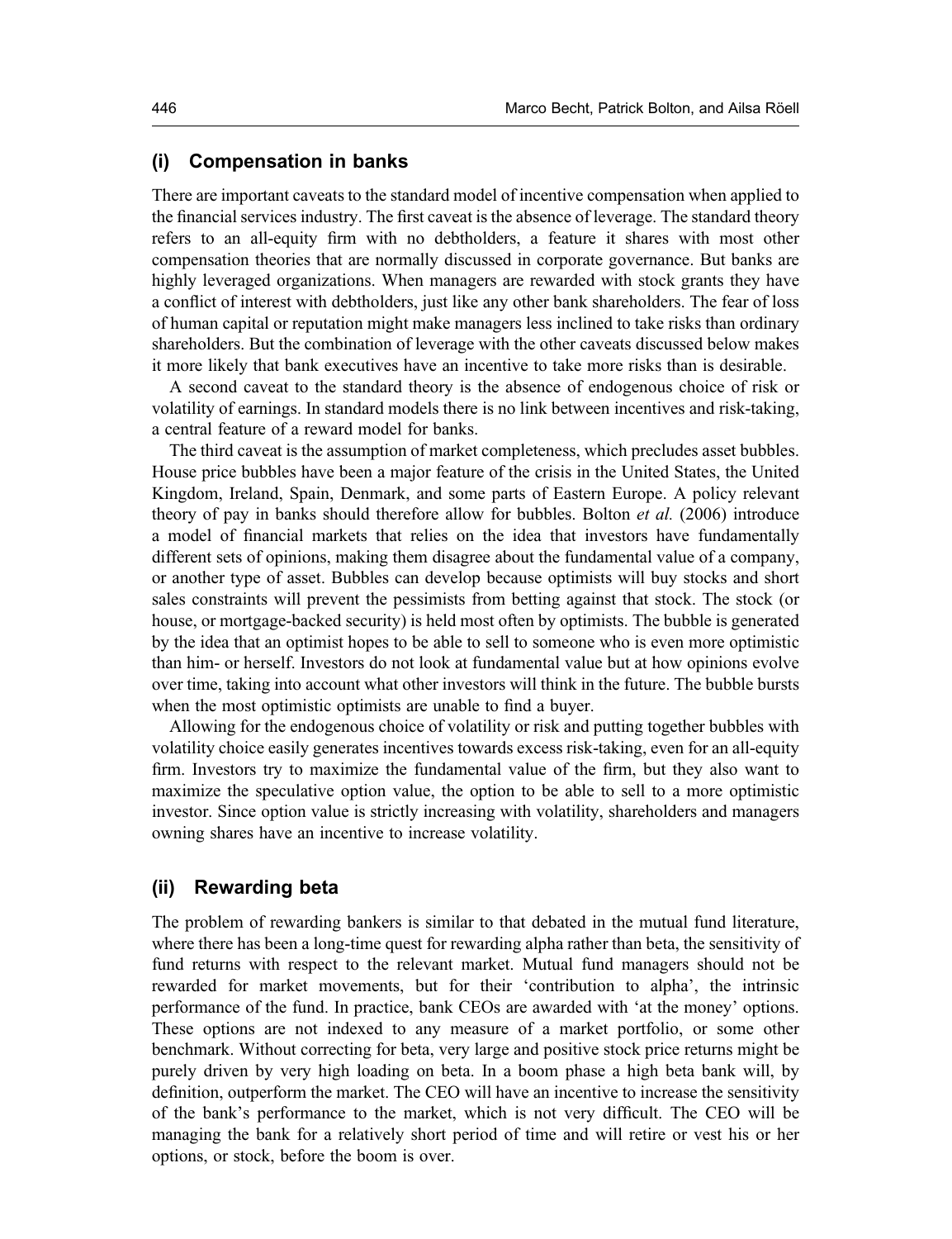### (i) Compensation in banks

There are important caveats to the standard model of incentive compensation when applied to the financial services industry. The first caveat is the absence of leverage. The standard theory refers to an all-equity firm with no debtholders, a feature it shares with most other compensation theories that are normally discussed in corporate governance. But banks are highly leveraged organizations. When managers are rewarded with stock grants they have a conflict of interest with debtholders, just like any other bank shareholders. The fear of loss of human capital or reputation might make managers less inclined to take risks than ordinary shareholders. But the combination of leverage with the other caveats discussed below makes it more likely that bank executives have an incentive to take more risks than is desirable.

A second caveat to the standard theory is the absence of endogenous choice of risk or volatility of earnings. In standard models there is no link between incentives and risk-taking, a central feature of a reward model for banks.

The third caveat is the assumption of market completeness, which precludes asset bubbles. House price bubbles have been a major feature of the crisis in the United States, the United Kingdom, Ireland, Spain, Denmark, and some parts of Eastern Europe. A policy relevant theory of pay in banks should therefore allow for bubbles. Bolton *et al.* (2006) introduce a model of financial markets that relies on the idea that investors have fundamentally different sets of opinions, making them disagree about the fundamental value of a company, or another type of asset. Bubbles can develop because optimists will buy stocks and short sales constraints will prevent the pessimists from betting against that stock. The stock (or house, or mortgage-backed security) is held most often by optimists. The bubble is generated by the idea that an optimist hopes to be able to sell to someone who is even more optimistic than him- or herself. Investors do not look at fundamental value but at how opinions evolve over time, taking into account what other investors will think in the future. The bubble bursts when the most optimistic optimists are unable to find a buyer.

Allowing for the endogenous choice of volatility or risk and putting together bubbles with volatility choice easily generates incentives towards excess risk-taking, even for an all-equity firm. Investors try to maximize the fundamental value of the firm, but they also want to maximize the speculative option value, the option to be able to sell to a more optimistic investor. Since option value is strictly increasing with volatility, shareholders and managers owning shares have an incentive to increase volatility.

### (ii) Rewarding beta

The problem of rewarding bankers is similar to that debated in the mutual fund literature, where there has been a long-time quest for rewarding alpha rather than beta, the sensitivity of fund returns with respect to the relevant market. Mutual fund managers should not be rewarded for market movements, but for their 'contribution to alpha', the intrinsic performance of the fund. In practice, bank CEOs are awarded with 'at the money' options. These options are not indexed to any measure of a market portfolio, or some other benchmark. Without correcting for beta, very large and positive stock price returns might be purely driven by very high loading on beta. In a boom phase a high beta bank will, by definition, outperform the market. The CEO will have an incentive to increase the sensitivity of the bank's performance to the market, which is not very difficult. The CEO will be managing the bank for a relatively short period of time and will retire or vest his or her options, or stock, before the boom is over.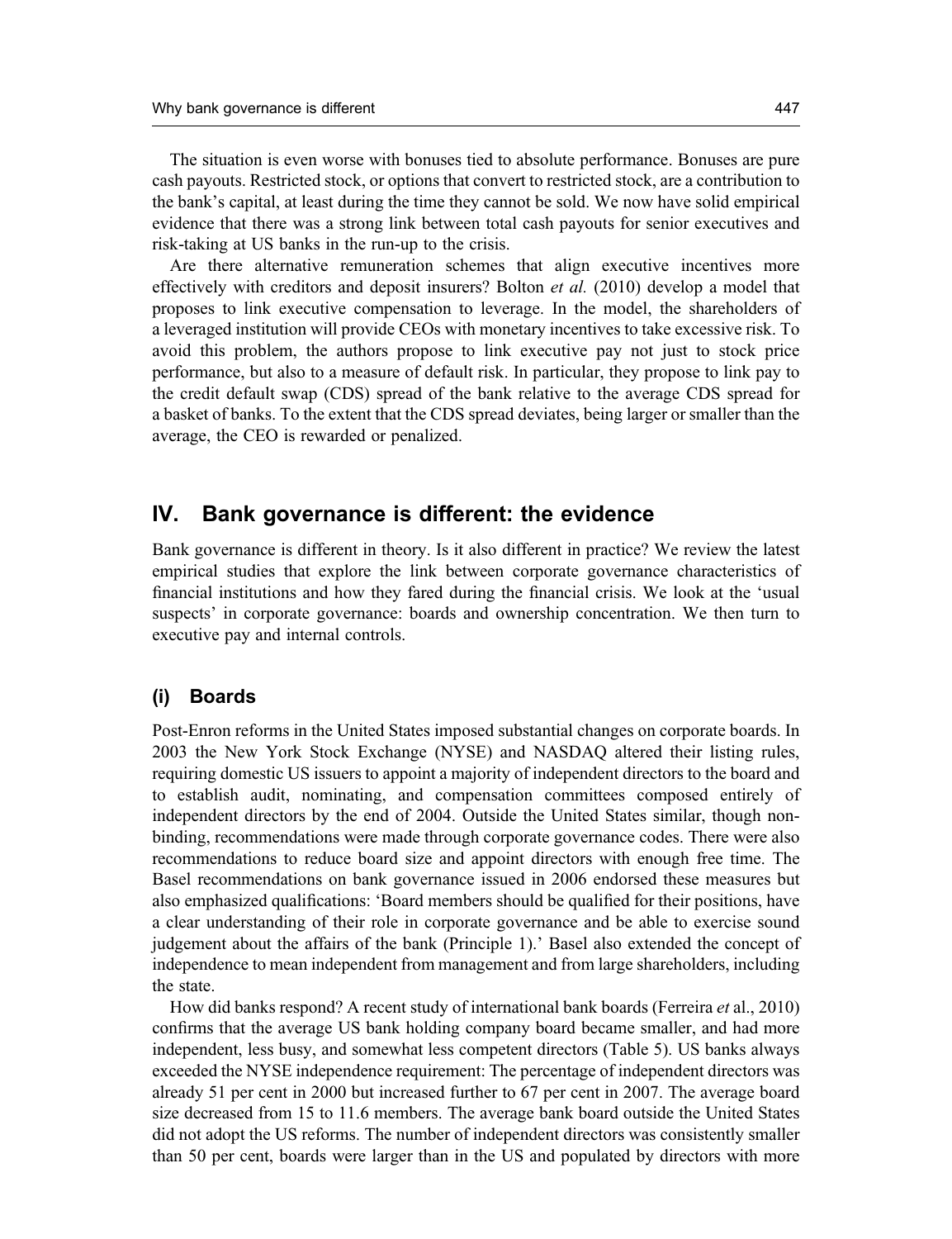The situation is even worse with bonuses tied to absolute performance. Bonuses are pure cash payouts. Restricted stock, or options that convert to restricted stock, are a contribution to the bank's capital, at least during the time they cannot be sold. We now have solid empirical evidence that there was a strong link between total cash payouts for senior executives and risk-taking at US banks in the run-up to the crisis.

Are there alternative remuneration schemes that align executive incentives more effectively with creditors and deposit insurers? Bolton *et al.* (2010) develop a model that proposes to link executive compensation to leverage. In the model, the shareholders of a leveraged institution will provide CEOs with monetary incentives to take excessive risk. To avoid this problem, the authors propose to link executive pay not just to stock price performance, but also to a measure of default risk. In particular, they propose to link pay to the credit default swap (CDS) spread of the bank relative to the average CDS spread for a basket of banks. To the extent that the CDS spread deviates, being larger or smaller than the average, the CEO is rewarded or penalized.

## IV. Bank governance is different: the evidence

Bank governance is different in theory. Is it also different in practice? We review the latest empirical studies that explore the link between corporate governance characteristics of financial institutions and how they fared during the financial crisis. We look at the 'usual suspects' in corporate governance: boards and ownership concentration. We then turn to executive pay and internal controls.

### (i) Boards

Post-Enron reforms in the United States imposed substantial changes on corporate boards. In 2003 the New York Stock Exchange (NYSE) and NASDAQ altered their listing rules, requiring domestic US issuers to appoint a majority of independent directors to the board and to establish audit, nominating, and compensation committees composed entirely of independent directors by the end of 2004. Outside the United States similar, though non-binding, recommendations were made through corporate governance codes. There were also recommendations to reduce board size and appoint directors with enough free time. The Basel recommendations on bank governance issued in 2006 endorsed these measures but also emphasized qualifications: 'Board members should be qualified for their positions, have a clear understanding of their role in corporate governance and be able to exercise sound judgement about the affairs of the bank (Principle 1).' Basel also extended the concept of independence to mean independent from management and from large shareholders, including the state.

How did banks respond? A recent study of international bank boards (Ferreira *et* al., 2010) confirms that the average US bank holding company board became smaller, and had more independent, less busy, and somewhat less competent directors (Table 5). US banks always exceeded the NYSE independence requirement: The percentage of independent directors was already 51 per cent in 2000 but increased further to 67 per cent in 2007. The average board size decreased from 15 to 11.6 members. The average bank board outside the United States did not adopt the US reforms. The number of independent directors was consistently smaller than 50 per cent, boards were larger than in the US and populated by directors with more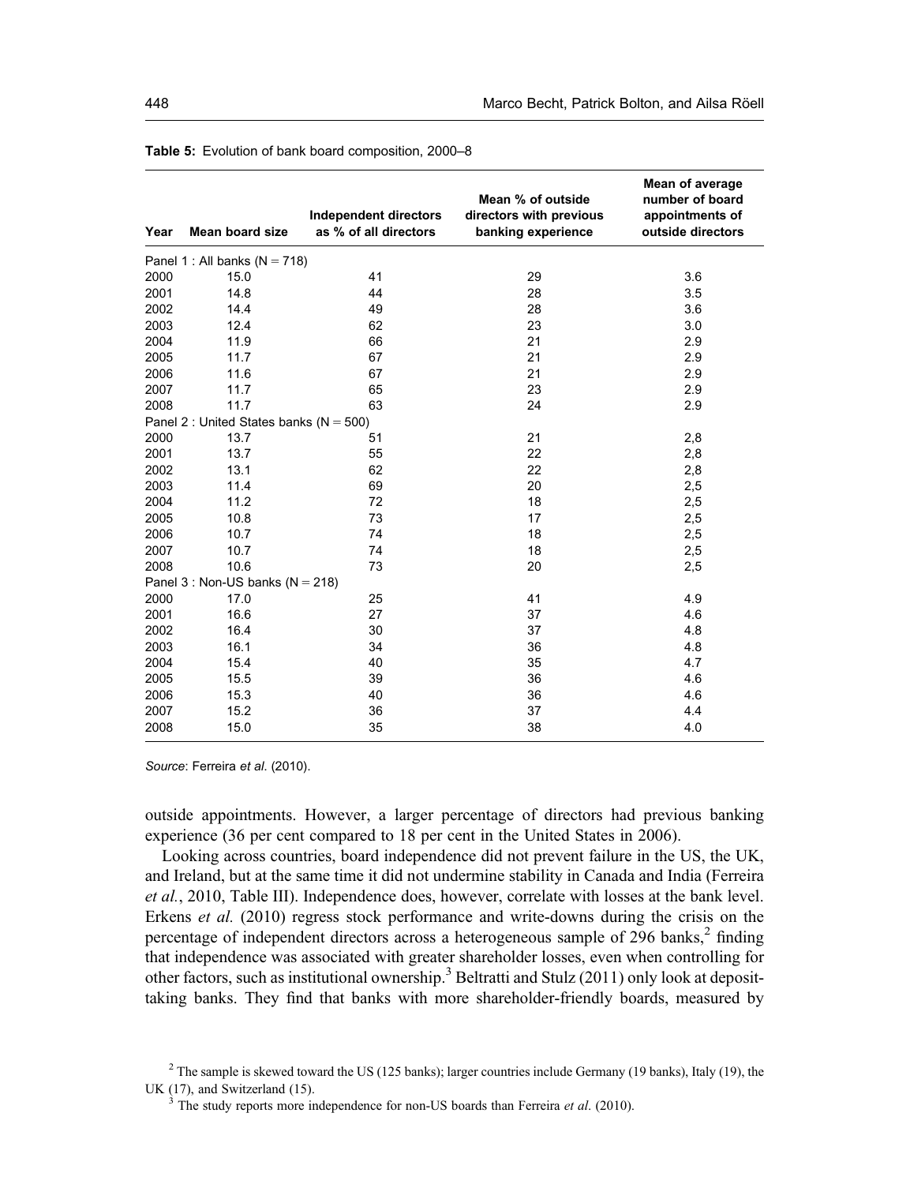**Table 5:** Evolution of bank board composition, 2000–8

| Year | Mean board size | Independent directors as % of all directors | Mean % of outside directors with previous banking experience | Mean of average number of board appointments of outside directors |
|---|---|---|---|---|
| Panel 1 : All banks (N = 718) | | | | |
| 2000 | 15.0 | 41 | 29 | 3.6 |
| 2001 | 14.8 | 44 | 28 | 3.5 |
| 2002 | 14.4 | 49 | 28 | 3.6 |
| 2003 | 12.4 | 62 | 23 | 3.0 |
| 2004 | 11.9 | 66 | 21 | 2.9 |
| 2005 | 11.7 | 67 | 21 | 2.9 |
| 2006 | 11.6 | 67 | 21 | 2.9 |
| 2007 | 11.7 | 65 | 23 | 2.9 |
| 2008 | 11.7 | 63 | 24 | 2.9 |
| Panel 2 : United States banks (N = 500) | | | | |
| 2000 | 13.7 | 51 | 21 | 2,8 |
| 2001 | 13.7 | 55 | 22 | 2,8 |
| 2002 | 13.1 | 62 | 22 | 2,8 |
| 2003 | 11.4 | 69 | 20 | 2,5 |
| 2004 | 11.2 | 72 | 18 | 2,5 |
| 2005 | 10.8 | 73 | 17 | 2,5 |
| 2006 | 10.7 | 74 | 18 | 2,5 |
| 2007 | 10.7 | 74 | 18 | 2,5 |
| 2008 | 10.6 | 73 | 20 | 2,5 |
| Panel 3 : Non-US banks (N = 218) | | | | |
| 2000 | 17.0 | 25 | 41 | 4.9 |
| 2001 | 16.6 | 27 | 37 | 4.6 |
| 2002 | 16.4 | 30 | 37 | 4.8 |
| 2003 | 16.1 | 34 | 36 | 4.8 |
| 2004 | 15.4 | 40 | 35 | 4.7 |
| 2005 | 15.5 | 39 | 36 | 4.6 |
| 2006 | 15.3 | 40 | 36 | 4.6 |
| 2007 | 15.2 | 36 | 37 | 4.4 |
| 2008 | 15.0 | 35 | 38 | 4.0 |

*Source*: Ferreira *et al*. (2010).

outside appointments. However, a larger percentage of directors had previous banking experience (36 per cent compared to 18 per cent in the United States in 2006).

Looking across countries, board independence did not prevent failure in the US, the UK, and Ireland, but at the same time it did not undermine stability in Canada and India (Ferreira *et al.*, 2010, Table III). Independence does, however, correlate with losses at the bank level. Erkens *et al.* (2010) regress stock performance and write-downs during the crisis on the percentage of independent directors across a heterogeneous sample of 296 banks,[2] finding that independence was associated with greater shareholder losses, even when controlling for other factors, such as institutional ownership.[3] Beltratti and Stulz (2011) only look at deposit-taking banks. They find that banks with more shareholder-friendly boards, measured by

[2] The sample is skewed toward the US (125 banks); larger countries include Germany (19 banks), Italy (19), the UK (17), and Switzerland (15).

[3] The study reports more independence for non-US boards than Ferreira *et al*. (2010).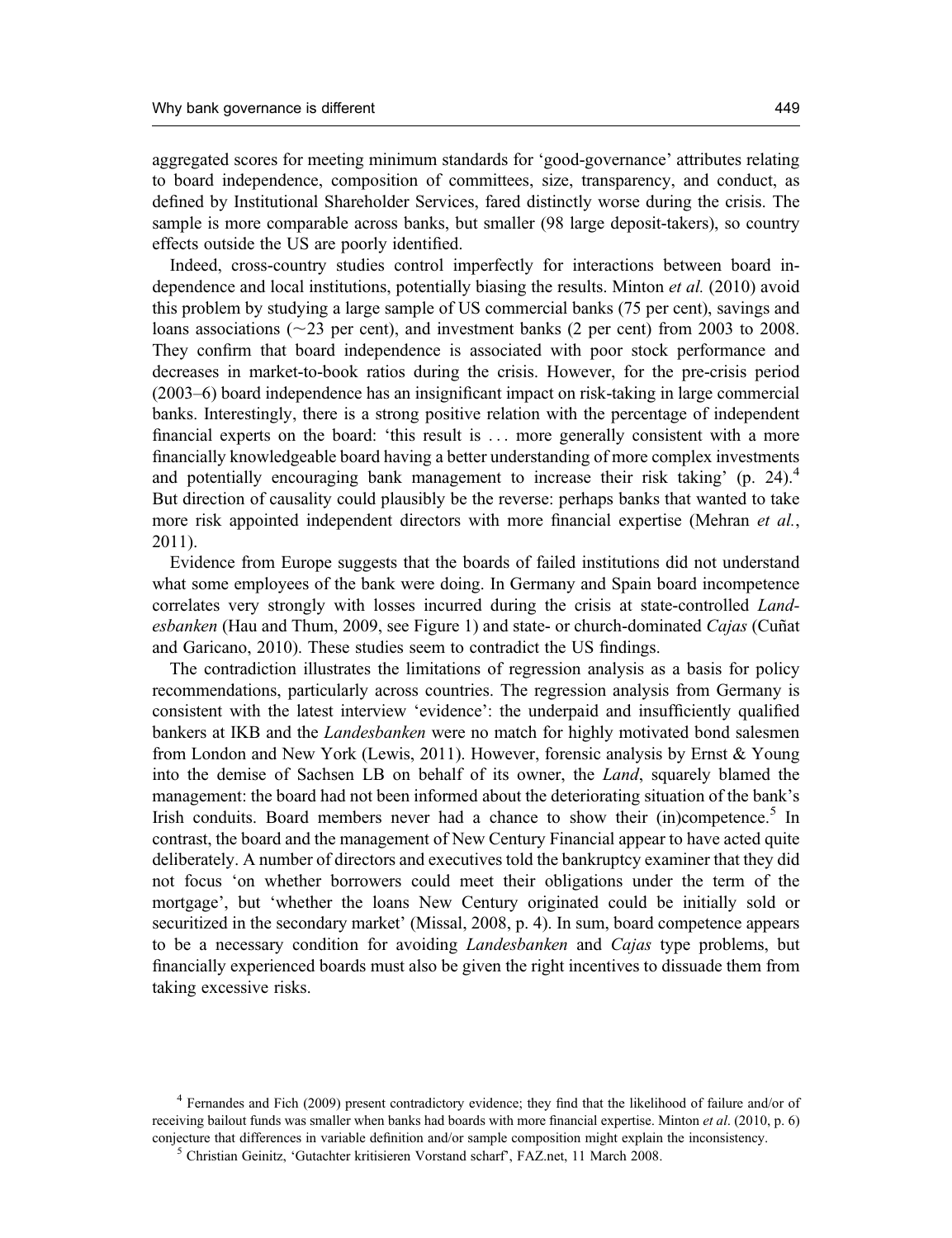aggregated scores for meeting minimum standards for 'good-governance' attributes relating to board independence, composition of committees, size, transparency, and conduct, as defined by Institutional Shareholder Services, fared distinctly worse during the crisis. The sample is more comparable across banks, but smaller (98 large deposit-takers), so country effects outside the US are poorly identified.

Indeed, cross-country studies control imperfectly for interactions between board independence and local institutions, potentially biasing the results. Minton *et al.* (2010) avoid this problem by studying a large sample of US commercial banks (75 per cent), savings and loans associations (~23 per cent), and investment banks (2 per cent) from 2003 to 2008. They confirm that board independence is associated with poor stock performance and decreases in market-to-book ratios during the crisis. However, for the pre-crisis period (2003–6) board independence has an insignificant impact on risk-taking in large commercial banks. Interestingly, there is a strong positive relation with the percentage of independent financial experts on the board: 'this result is … more generally consistent with a more financially knowledgeable board having a better understanding of more complex investments and potentially encouraging bank management to increase their risk taking' (p. 24).[4] But direction of causality could plausibly be the reverse: perhaps banks that wanted to take more risk appointed independent directors with more financial expertise (Mehran *et al.*, 2011).

Evidence from Europe suggests that the boards of failed institutions did not understand what some employees of the bank were doing. In Germany and Spain board incompetence correlates very strongly with losses incurred during the crisis at state-controlled *Landesbanken* (Hau and Thum, 2009, see Figure 1) and state- or church-dominated *Cajas* (Cuñat and Garicano, 2010). These studies seem to contradict the US findings.

The contradiction illustrates the limitations of regression analysis as a basis for policy recommendations, particularly across countries. The regression analysis from Germany is consistent with the latest interview 'evidence': the underpaid and insufficiently qualified bankers at IKB and the *Landesbanken* were no match for highly motivated bond salesmen from London and New York (Lewis, 2011). However, forensic analysis by Ernst & Young into the demise of Sachsen LB on behalf of its owner, the *Land*, squarely blamed the management: the board had not been informed about the deteriorating situation of the bank's Irish conduits. Board members never had a chance to show their (in)competence.[5] In contrast, the board and the management of New Century Financial appear to have acted quite deliberately. A number of directors and executives told the bankruptcy examiner that they did not focus 'on whether borrowers could meet their obligations under the term of the mortgage', but 'whether the loans New Century originated could be initially sold or securitized in the secondary market' (Missal, 2008, p. 4). In sum, board competence appears to be a necessary condition for avoiding *Landesbanken* and *Cajas* type problems, but financially experienced boards must also be given the right incentives to dissuade them from taking excessive risks.

[4] Fernandes and Fich (2009) present contradictory evidence; they find that the likelihood of failure and/or of receiving bailout funds was smaller when banks had boards with more financial expertise. Minton *et al*. (2010, p. 6) conjecture that differences in variable definition and/or sample composition might explain the inconsistency.

[5] Christian Geinitz, 'Gutachter kritisieren Vorstand scharf', FAZ.net, 11 March 2008.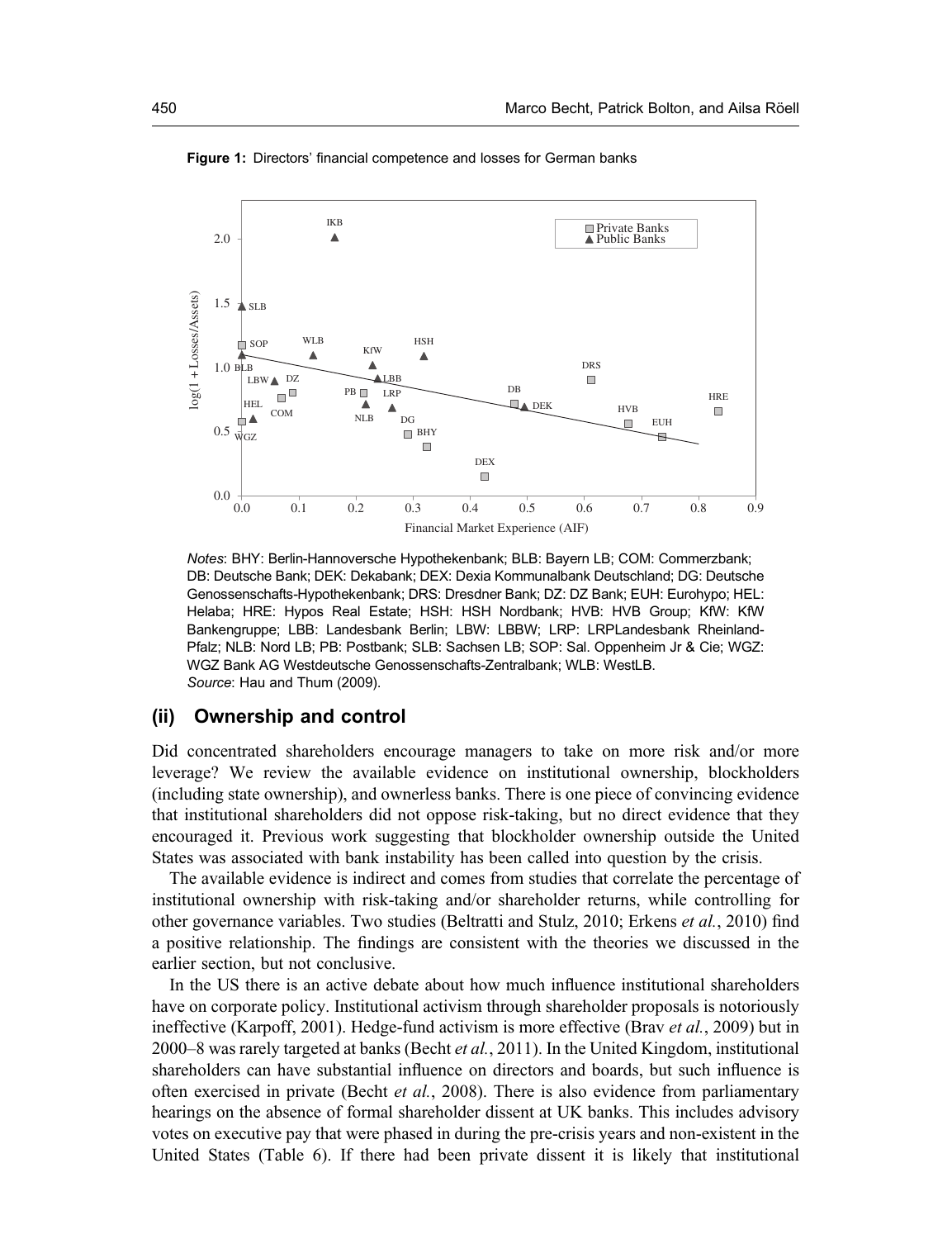**Figure 1:** Directors' financial competence and losses for German banks

*Notes*: BHY: Berlin-Hannoversche Hypothekenbank; BLB: Bayern LB; COM: Commerzbank; DB: Deutsche Bank; DEK: Dekabank; DEX: Dexia Kommunalbank Deutschland; DG: Deutsche Genossenschafts-Hypothekenbank; DRS: Dresdner Bank; DZ: DZ Bank; EUH: Eurohypo; HEL: Helaba; HRE: Hypos Real Estate; HSH: HSH Nordbank; HVB: HVB Group; KfW: KfW Bankengruppe; LBB: Landesbank Berlin; LBW: LBBW; LRP: LRPLandesbank Rheinland-Pfalz; NLB: Nord LB; PB: Postbank; SLB: Sachsen LB; SOP: Sal. Oppenheim Jr & Cie; WGZ: WGZ Bank AG Westdeutsche Genossenschafts-Zentralbank; WLB: WestLB.
*Source*: Hau and Thum (2009).

## (ii) Ownership and control

Did concentrated shareholders encourage managers to take on more risk and/or more leverage? We review the available evidence on institutional ownership, blockholders (including state ownership), and ownerless banks. There is one piece of convincing evidence that institutional shareholders did not oppose risk-taking, but no direct evidence that they encouraged it. Previous work suggesting that blockholder ownership outside the United States was associated with bank instability has been called into question by the crisis.

The available evidence is indirect and comes from studies that correlate the percentage of institutional ownership with risk-taking and/or shareholder returns, while controlling for other governance variables. Two studies (Beltratti and Stulz, 2010; Erkens *et al.*, 2010) find a positive relationship. The findings are consistent with the theories we discussed in the earlier section, but not conclusive.

In the US there is an active debate about how much influence institutional shareholders have on corporate policy. Institutional activism through shareholder proposals is notoriously ineffective (Karpoff, 2001). Hedge-fund activism is more effective (Brav *et al.*, 2009) but in 2000–8 was rarely targeted at banks (Becht *et al.*, 2011). In the United Kingdom, institutional shareholders can have substantial influence on directors and boards, but such influence is often exercised in private (Becht *et al.*, 2008). There is also evidence from parliamentary hearings on the absence of formal shareholder dissent at UK banks. This includes advisory votes on executive pay that were phased in during the pre-crisis years and non-existent in the United States (Table 6). If there had been private dissent it is likely that institutional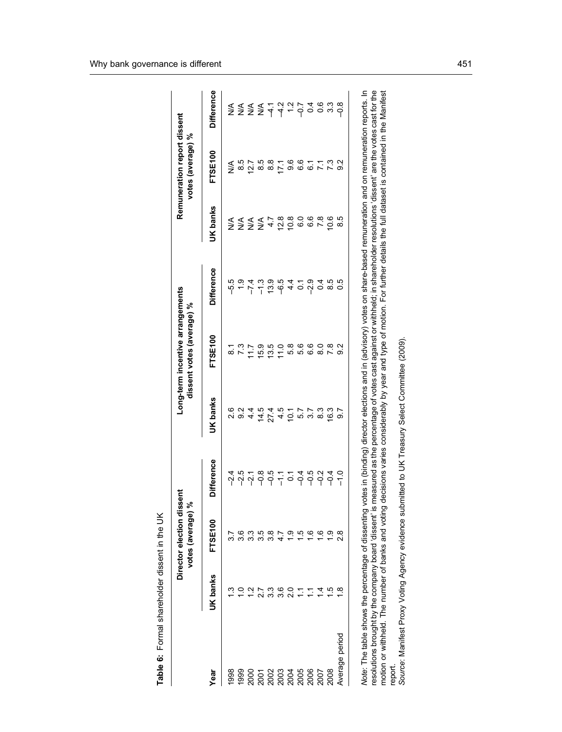**Table 6:** Formal shareholder dissent in the UK

| Year | Director election dissent votes (average) % | | | Long-term incentive arrangements dissent votes (average) % | | | Remuneration report dissent votes (average) % | | |
|---|---|---|---|---|---|---|---|---|---|
| | UK banks | FTSE100 | Difference | UK banks | FTSE100 | Difference | UK banks | FTSE100 | Difference |
| 1998 | 1.3 | 3.7 | –2.4 | 2.6 | 8.1 | –5.5 | N/A | N/A | N/A |
| 1999 | 1.0 | 3.6 | –2.5 | 9.2 | 7.3 | 1.9 | N/A | 8.5 | N/A |
| 2000 | 1.2 | 3.3 | –2.1 | 4.4 | 11.7 | –7.4 | N/A | 12.7 | N/A |
| 2001 | 2.7 | 3.5 | –0.8 | 14.5 | 15.9 | –1.3 | N/A | 8.5 | N/A |
| 2002 | 3.3 | 3.8 | –0.5 | 27.4 | 13.5 | 13.9 | 4.7 | 8.8 | –4.1 |
| 2003 | 3.6 | 4.7 | –1.1 | 4.5 | 11.0 | –6.5 | 12.8 | 17.1 | –4.2 |
| 2004 | 2.0 | 1.9 | 0.1 | 10.1 | 5.8 | 4.4 | 10.8 | 9.6 | 1.2 |
| 2005 | 1.1 | 1.5 | –0.4 | 5.7 | 5.6 | 0.1 | 6.0 | 6.6 | –0.7 |
| 2006 | 1.1 | 1.6 | –0.5 | 3.7 | 6.6 | –2.9 | 6.6 | 6.1 | 0.4 |
| 2007 | 1.4 | 1.6 | –0.2 | 8.3 | 8.0 | 0.4 | 7.8 | 7.1 | 0.6 |
| 2008 | 1.5 | 1.9 | –0.4 | 16.3 | 7.8 | 8.5 | 10.6 | 7.3 | 3.3 |
| Average period | 1.8 | 2.8 | –1.0 | 9.7 | 9.2 | 0.5 | 8.5 | 9.2 | –0.8 |

*Note*: The table shows the percentage of dissenting votes in (binding) director elections and in (advisory) votes on share-based remuneration and on remuneration reports. In resolutions brought by the company board 'dissent' is measured as the percentage of votes cast against or withheld; in shareholder resolutions 'dissent' are the votes cast for the motion or withheld. The number of banks and voting decisions varies considerably by year and type of motion. For further details the full dataset is contained in the Manifest report.

*Source*: Manifest Proxy Voting Agency evidence submitted to UK Treasury Select Committee (2009).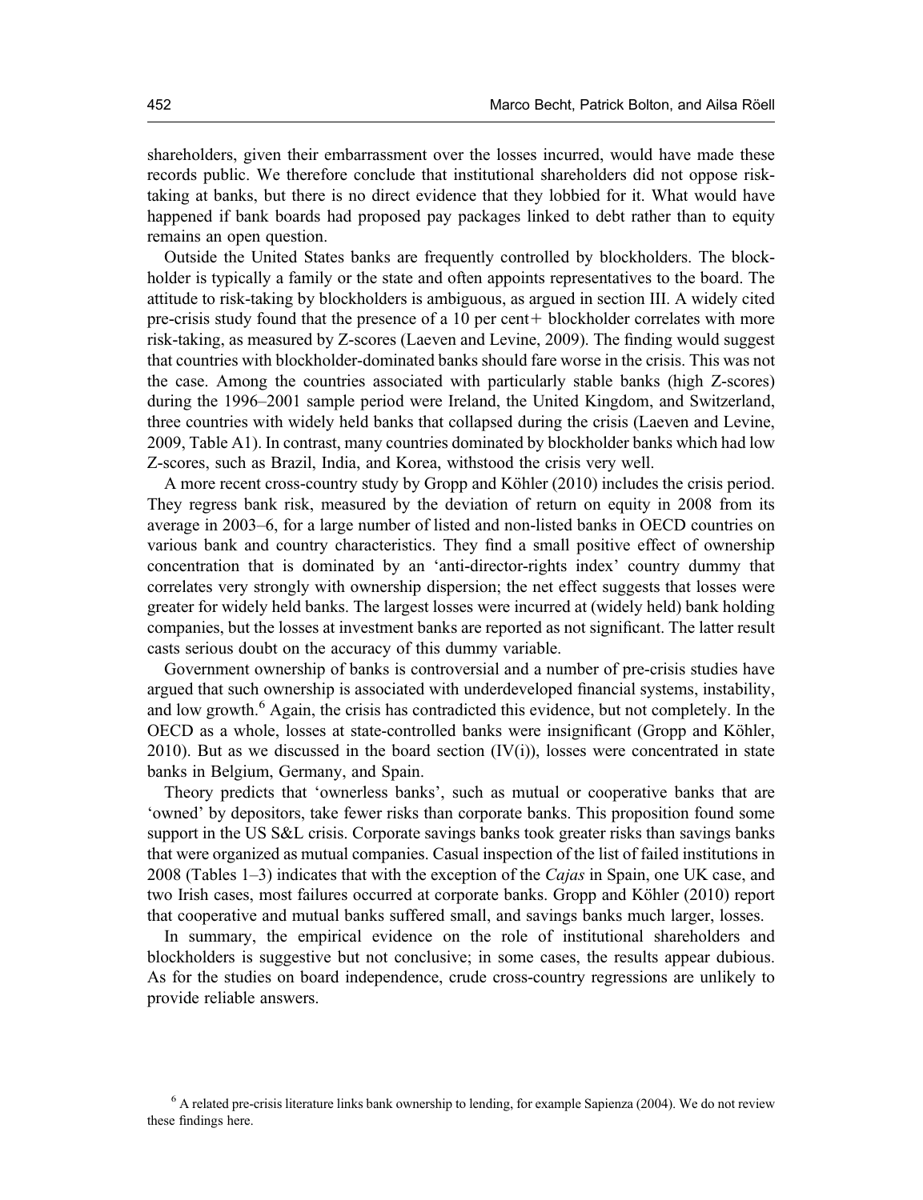shareholders, given their embarrassment over the losses incurred, would have made these records public. We therefore conclude that institutional shareholders did not oppose risk-taking at banks, but there is no direct evidence that they lobbied for it. What would have happened if bank boards had proposed pay packages linked to debt rather than to equity remains an open question.

Outside the United States banks are frequently controlled by blockholders. The blockholder is typically a family or the state and often appoints representatives to the board. The attitude to risk-taking by blockholders is ambiguous, as argued in section III. A widely cited pre-crisis study found that the presence of a 10 per cent+ blockholder correlates with more risk-taking, as measured by Z-scores (Laeven and Levine, 2009). The finding would suggest that countries with blockholder-dominated banks should fare worse in the crisis. This was not the case. Among the countries associated with particularly stable banks (high Z-scores) during the 1996–2001 sample period were Ireland, the United Kingdom, and Switzerland, three countries with widely held banks that collapsed during the crisis (Laeven and Levine, 2009, Table A1). In contrast, many countries dominated by blockholder banks which had low Z-scores, such as Brazil, India, and Korea, withstood the crisis very well.

A more recent cross-country study by Gropp and Köhler (2010) includes the crisis period. They regress bank risk, measured by the deviation of return on equity in 2008 from its average in 2003–6, for a large number of listed and non-listed banks in OECD countries on various bank and country characteristics. They find a small positive effect of ownership concentration that is dominated by an 'anti-director-rights index' country dummy that correlates very strongly with ownership dispersion; the net effect suggests that losses were greater for widely held banks. The largest losses were incurred at (widely held) bank holding companies, but the losses at investment banks are reported as not significant. The latter result casts serious doubt on the accuracy of this dummy variable.

Government ownership of banks is controversial and a number of pre-crisis studies have argued that such ownership is associated with underdeveloped financial systems, instability, and low growth.[6] Again, the crisis has contradicted this evidence, but not completely. In the OECD as a whole, losses at state-controlled banks were insignificant (Gropp and Köhler, 2010). But as we discussed in the board section (IV(i)), losses were concentrated in state banks in Belgium, Germany, and Spain.

Theory predicts that 'ownerless banks', such as mutual or cooperative banks that are 'owned' by depositors, take fewer risks than corporate banks. This proposition found some support in the US S&L crisis. Corporate savings banks took greater risks than savings banks that were organized as mutual companies. Casual inspection of the list of failed institutions in 2008 (Tables 1–3) indicates that with the exception of the *Cajas* in Spain, one UK case, and two Irish cases, most failures occurred at corporate banks. Gropp and Köhler (2010) report that cooperative and mutual banks suffered small, and savings banks much larger, losses.

In summary, the empirical evidence on the role of institutional shareholders and blockholders is suggestive but not conclusive; in some cases, the results appear dubious. As for the studies on board independence, crude cross-country regressions are unlikely to provide reliable answers.

[6] A related pre-crisis literature links bank ownership to lending, for example Sapienza (2004). We do not review these findings here.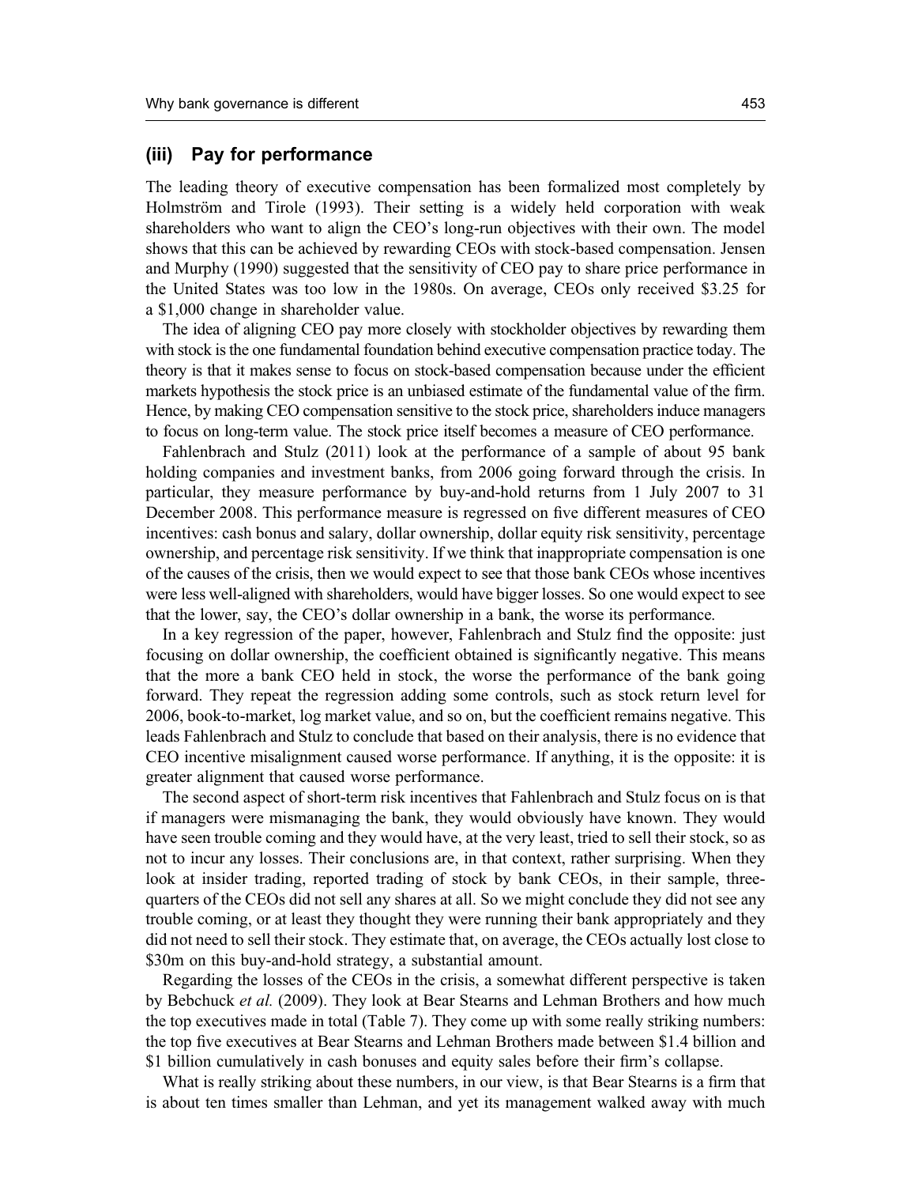### (iii) Pay for performance

The leading theory of executive compensation has been formalized most completely by Holmström and Tirole (1993). Their setting is a widely held corporation with weak shareholders who want to align the CEO's long-run objectives with their own. The model shows that this can be achieved by rewarding CEOs with stock-based compensation. Jensen and Murphy (1990) suggested that the sensitivity of CEO pay to share price performance in the United States was too low in the 1980s. On average, CEOs only received $3.25 for a $1,000 change in shareholder value.

The idea of aligning CEO pay more closely with stockholder objectives by rewarding them with stock is the one fundamental foundation behind executive compensation practice today. The theory is that it makes sense to focus on stock-based compensation because under the efficient markets hypothesis the stock price is an unbiased estimate of the fundamental value of the firm. Hence, by making CEO compensation sensitive to the stock price, shareholders induce managers to focus on long-term value. The stock price itself becomes a measure of CEO performance.

Fahlenbrach and Stulz (2011) look at the performance of a sample of about 95 bank holding companies and investment banks, from 2006 going forward through the crisis. In particular, they measure performance by buy-and-hold returns from 1 July 2007 to 31 December 2008. This performance measure is regressed on five different measures of CEO incentives: cash bonus and salary, dollar ownership, dollar equity risk sensitivity, percentage ownership, and percentage risk sensitivity. If we think that inappropriate compensation is one of the causes of the crisis, then we would expect to see that those bank CEOs whose incentives were less well-aligned with shareholders, would have bigger losses. So one would expect to see that the lower, say, the CEO's dollar ownership in a bank, the worse its performance.

In a key regression of the paper, however, Fahlenbrach and Stulz find the opposite: just focusing on dollar ownership, the coefficient obtained is significantly negative. This means that the more a bank CEO held in stock, the worse the performance of the bank going forward. They repeat the regression adding some controls, such as stock return level for 2006, book-to-market, log market value, and so on, but the coefficient remains negative. This leads Fahlenbrach and Stulz to conclude that based on their analysis, there is no evidence that CEO incentive misalignment caused worse performance. If anything, it is the opposite: it is greater alignment that caused worse performance.

The second aspect of short-term risk incentives that Fahlenbrach and Stulz focus on is that if managers were mismanaging the bank, they would obviously have known. They would have seen trouble coming and they would have, at the very least, tried to sell their stock, so as not to incur any losses. Their conclusions are, in that context, rather surprising. When they look at insider trading, reported trading of stock by bank CEOs, in their sample, three-quarters of the CEOs did not sell any shares at all. So we might conclude they did not see any trouble coming, or at least they thought they were running their bank appropriately and they did not need to sell their stock. They estimate that, on average, the CEOs actually lost close to $30m on this buy-and-hold strategy, a substantial amount.

Regarding the losses of the CEOs in the crisis, a somewhat different perspective is taken by Bebchuck *et al.* (2009). They look at Bear Stearns and Lehman Brothers and how much the top executives made in total (Table 7). They come up with some really striking numbers: the top five executives at Bear Stearns and Lehman Brothers made between $1.4 billion and $1 billion cumulatively in cash bonuses and equity sales before their firm's collapse.

What is really striking about these numbers, in our view, is that Bear Stearns is a firm that is about ten times smaller than Lehman, and yet its management walked away with much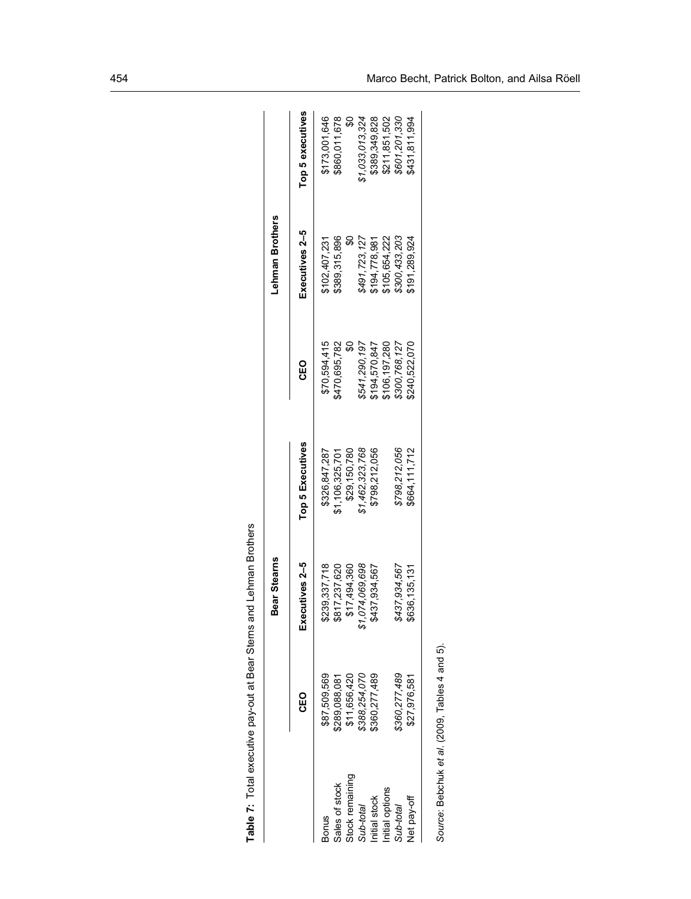**Table 7:** Total executive pay-out at Bear Sterns and Lehman Brothers

| | Bear Stearns | | | Lehman Brothers | | |
|---|---|---|---|---|---|---|
| | CEO | Executives 2–5 | Top 5 Executives | CEO | Executives 2–5 | Top 5 executives |
| Bonus | \$87,509,569 | \$239,337,718 | \$326,847,287 | \$70,594,415 | \$102,407,231 | \$173,001,646 |
| Sales of stock | \$289,088,081 | \$817,237,620 | \$1,106,325,701 | \$470,695,782 | \$389,315,896 | \$860,011,678 |
| Stock remaining | \$11,656,420 | \$17,494,360 | \$29,150,780 | \$0 | \$0 | \$0 |
| *Sub-total* | *\$388,254,070* | *\$1,074,069,698* | *\$1,462,323,768* | *\$541,290,197* | *\$491,723,127* | *\$1,033,013,324* |
| Initial stock | \$360,277,489 | \$437,934,567 | \$798,212,056 | \$194,570,847 | \$194,778,981 | \$389,349,828 |
| Initial options | | | | \$106,197,280 | \$105,654,222 | \$211,851,502 |
| *Sub-total* | *\$360,277,489* | *\$437,934,567* | *\$798,212,056* | *\$300,768,127* | *\$300,433,203* | *\$601,201,330* |
| Net pay-off | \$27,976,581 | \$636,135,131 | \$664,111,712 | \$240,522,070 | \$191,289,924 | \$431,811,994 |

*Source*: Bebchuk *et al*. (2009, Tables 4 and 5).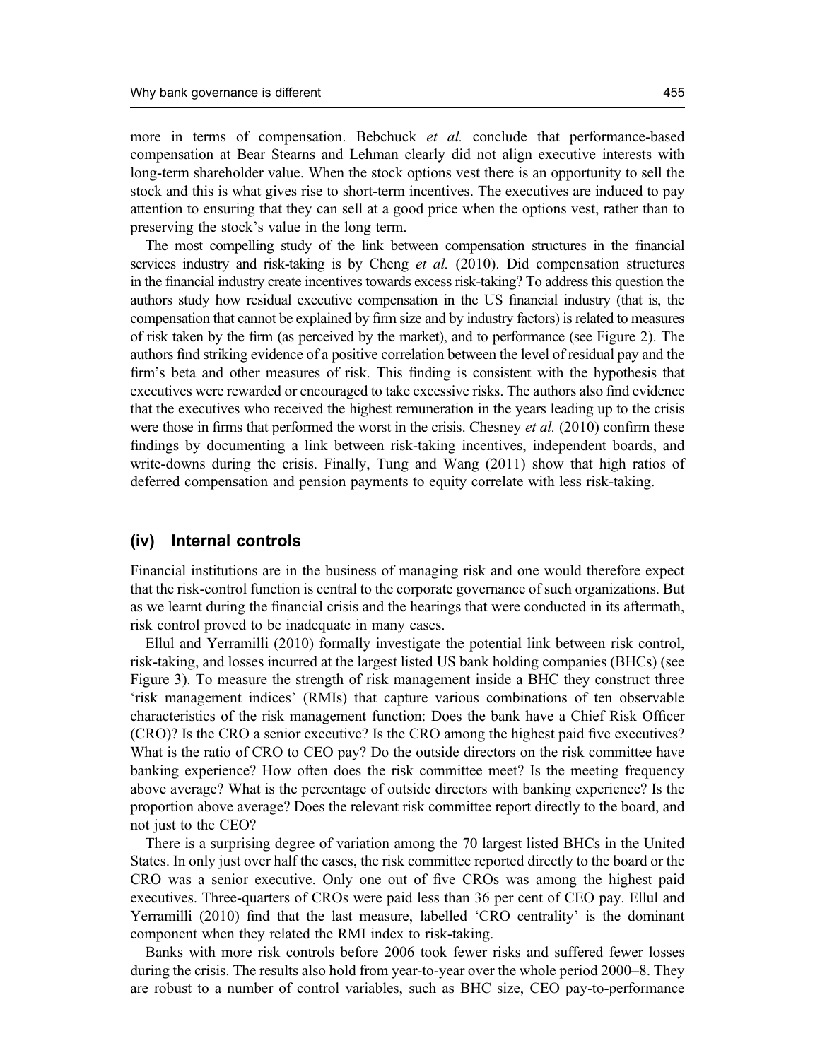more in terms of compensation. Bebchuck *et al.* conclude that performance-based compensation at Bear Stearns and Lehman clearly did not align executive interests with long-term shareholder value. When the stock options vest there is an opportunity to sell the stock and this is what gives rise to short-term incentives. The executives are induced to pay attention to ensuring that they can sell at a good price when the options vest, rather than to preserving the stock's value in the long term.

The most compelling study of the link between compensation structures in the financial services industry and risk-taking is by Cheng *et al.* (2010). Did compensation structures in the financial industry create incentives towards excess risk-taking? To address this question the authors study how residual executive compensation in the US financial industry (that is, the compensation that cannot be explained by firm size and by industry factors) is related to measures of risk taken by the firm (as perceived by the market), and to performance (see Figure 2). The authors find striking evidence of a positive correlation between the level of residual pay and the firm's beta and other measures of risk. This finding is consistent with the hypothesis that executives were rewarded or encouraged to take excessive risks. The authors also find evidence that the executives who received the highest remuneration in the years leading up to the crisis were those in firms that performed the worst in the crisis. Chesney *et al.* (2010) confirm these findings by documenting a link between risk-taking incentives, independent boards, and write-downs during the crisis. Finally, Tung and Wang (2011) show that high ratios of deferred compensation and pension payments to equity correlate with less risk-taking.

## (iv) Internal controls

Financial institutions are in the business of managing risk and one would therefore expect that the risk-control function is central to the corporate governance of such organizations. But as we learnt during the financial crisis and the hearings that were conducted in its aftermath, risk control proved to be inadequate in many cases.

Ellul and Yerramilli (2010) formally investigate the potential link between risk control, risk-taking, and losses incurred at the largest listed US bank holding companies (BHCs) (see Figure 3). To measure the strength of risk management inside a BHC they construct three 'risk management indices' (RMIs) that capture various combinations of ten observable characteristics of the risk management function: Does the bank have a Chief Risk Officer (CRO)? Is the CRO a senior executive? Is the CRO among the highest paid five executives? What is the ratio of CRO to CEO pay? Do the outside directors on the risk committee have banking experience? How often does the risk committee meet? Is the meeting frequency above average? What is the percentage of outside directors with banking experience? Is the proportion above average? Does the relevant risk committee report directly to the board, and not just to the CEO?

There is a surprising degree of variation among the 70 largest listed BHCs in the United States. In only just over half the cases, the risk committee reported directly to the board or the CRO was a senior executive. Only one out of five CROs was among the highest paid executives. Three-quarters of CROs were paid less than 36 per cent of CEO pay. Ellul and Yerramilli (2010) find that the last measure, labelled 'CRO centrality' is the dominant component when they related the RMI index to risk-taking.

Banks with more risk controls before 2006 took fewer risks and suffered fewer losses during the crisis. The results also hold from year-to-year over the whole period 2000–8. They are robust to a number of control variables, such as BHC size, CEO pay-to-performance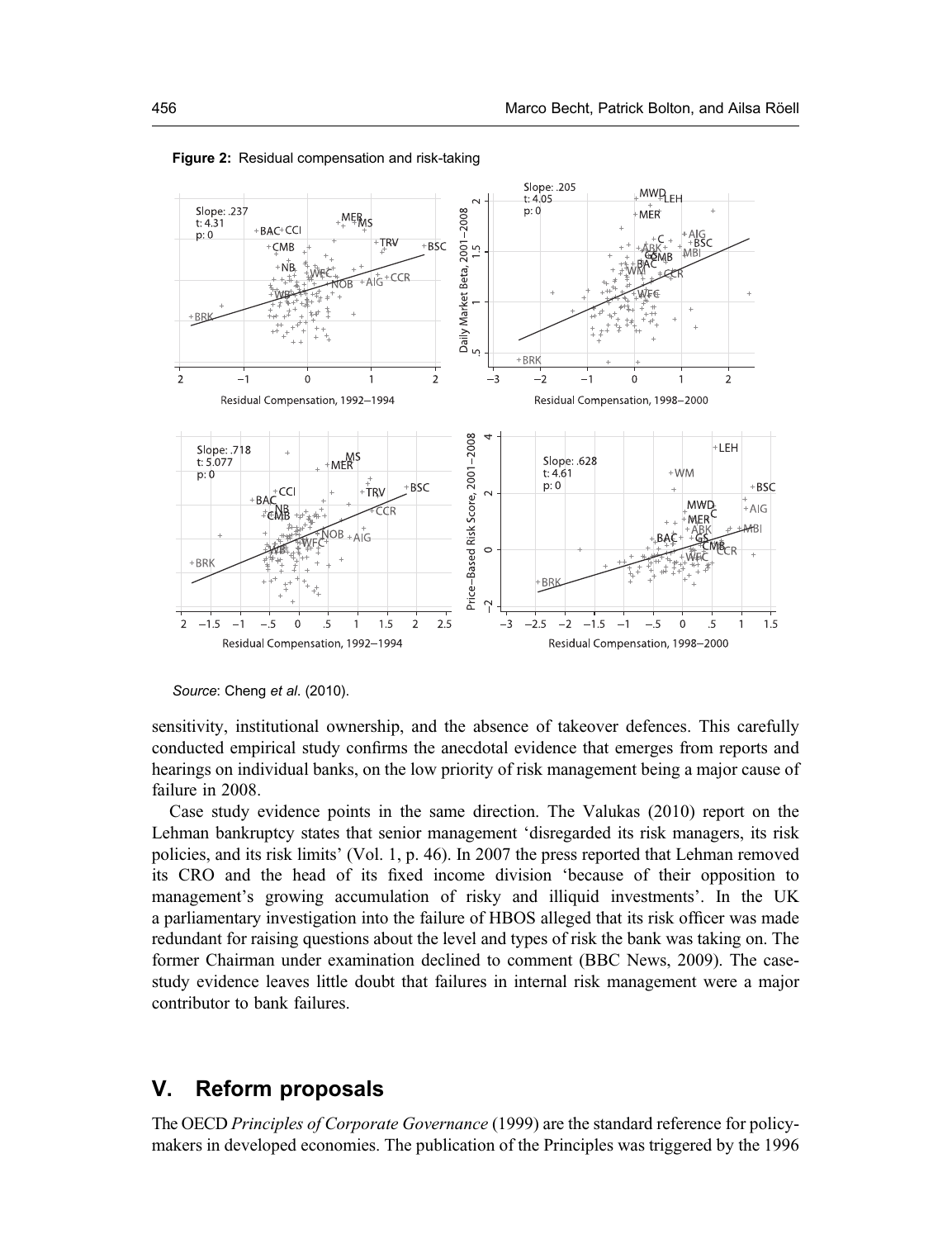**Figure 2:** Residual compensation and risk-taking

*Source*: Cheng *et al*. (2010).

sensitivity, institutional ownership, and the absence of takeover defences. This carefully conducted empirical study confirms the anecdotal evidence that emerges from reports and hearings on individual banks, on the low priority of risk management being a major cause of failure in 2008.

Case study evidence points in the same direction. The Valukas (2010) report on the Lehman bankruptcy states that senior management 'disregarded its risk managers, its risk policies, and its risk limits' (Vol. 1, p. 46). In 2007 the press reported that Lehman removed its CRO and the head of its fixed income division 'because of their opposition to management's growing accumulation of risky and illiquid investments'. In the UK a parliamentary investigation into the failure of HBOS alleged that its risk officer was made redundant for raising questions about the level and types of risk the bank was taking on. The former Chairman under examination declined to comment (BBC News, 2009). The case-study evidence leaves little doubt that failures in internal risk management were a major contributor to bank failures.

## V. Reform proposals

The OECD *Principles of Corporate Governance* (1999) are the standard reference for policy-makers in developed economies. The publication of the Principles was triggered by the 1996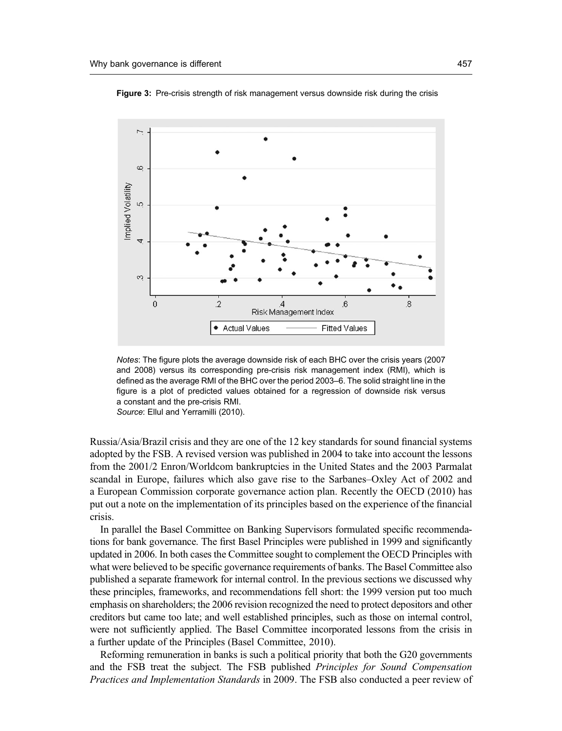**Figure 3:** Pre-crisis strength of risk management versus downside risk during the crisis

*Notes*: The figure plots the average downside risk of each BHC over the crisis years (2007 and 2008) versus its corresponding pre-crisis risk management index (RMI), which is defined as the average RMI of the BHC over the period 2003–6. The solid straight line in the figure is a plot of predicted values obtained for a regression of downside risk versus a constant and the pre-crisis RMI.
*Source*: Ellul and Yerramilli (2010).

Russia/Asia/Brazil crisis and they are one of the 12 key standards for sound financial systems adopted by the FSB. A revised version was published in 2004 to take into account the lessons from the 2001/2 Enron/Worldcom bankruptcies in the United States and the 2003 Parmalat scandal in Europe, failures which also gave rise to the Sarbanes–Oxley Act of 2002 and a European Commission corporate governance action plan. Recently the OECD (2010) has put out a note on the implementation of its principles based on the experience of the financial crisis.

In parallel the Basel Committee on Banking Supervisors formulated specific recommendations for bank governance. The first Basel Principles were published in 1999 and significantly updated in 2006. In both cases the Committee sought to complement the OECD Principles with what were believed to be specific governance requirements of banks. The Basel Committee also published a separate framework for internal control. In the previous sections we discussed why these principles, frameworks, and recommendations fell short: the 1999 version put too much emphasis on shareholders; the 2006 revision recognized the need to protect depositors and other creditors but came too late; and well established principles, such as those on internal control, were not sufficiently applied. The Basel Committee incorporated lessons from the crisis in a further update of the Principles (Basel Committee, 2010).

Reforming remuneration in banks is such a political priority that both the G20 governments and the FSB treat the subject. The FSB published *Principles for Sound Compensation Practices and Implementation Standards* in 2009. The FSB also conducted a peer review of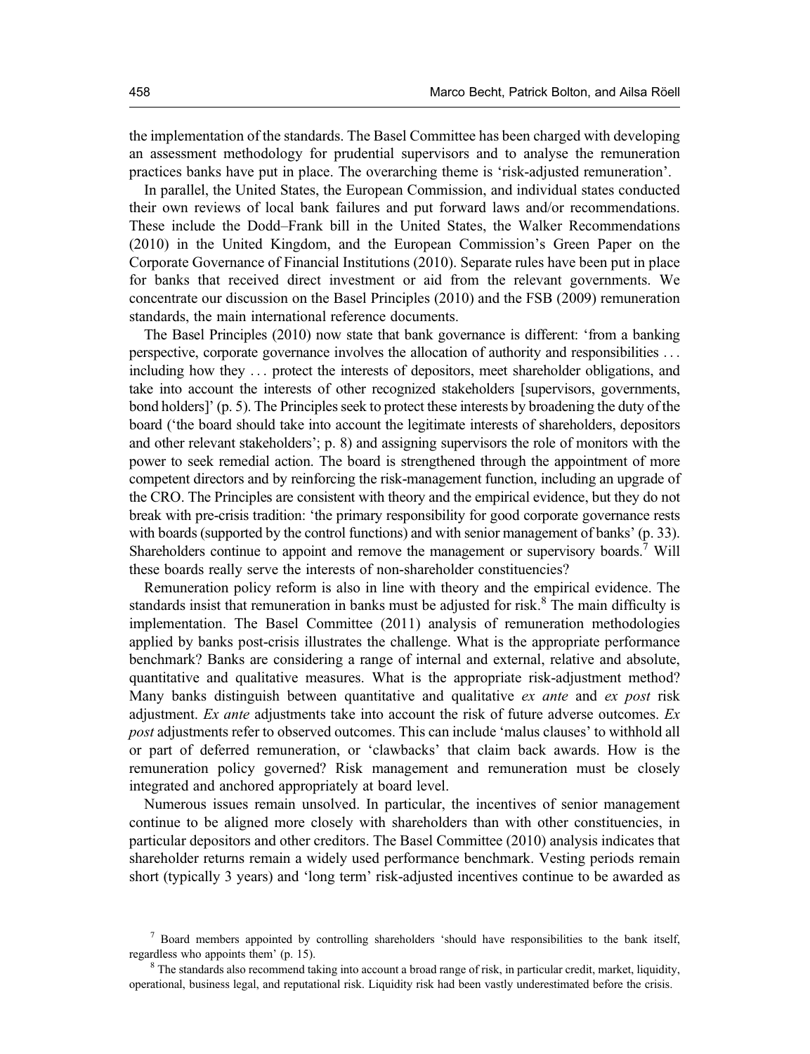the implementation of the standards. The Basel Committee has been charged with developing an assessment methodology for prudential supervisors and to analyse the remuneration practices banks have put in place. The overarching theme is 'risk-adjusted remuneration'.

In parallel, the United States, the European Commission, and individual states conducted their own reviews of local bank failures and put forward laws and/or recommendations. These include the Dodd–Frank bill in the United States, the Walker Recommendations (2010) in the United Kingdom, and the European Commission's Green Paper on the Corporate Governance of Financial Institutions (2010). Separate rules have been put in place for banks that received direct investment or aid from the relevant governments. We concentrate our discussion on the Basel Principles (2010) and the FSB (2009) remuneration standards, the main international reference documents.

The Basel Principles (2010) now state that bank governance is different: 'from a banking perspective, corporate governance involves the allocation of authority and responsibilities ... including how they ... protect the interests of depositors, meet shareholder obligations, and take into account the interests of other recognized stakeholders [supervisors, governments, bond holders]' (p. 5). The Principles seek to protect these interests by broadening the duty of the board ('the board should take into account the legitimate interests of shareholders, depositors and other relevant stakeholders'; p. 8) and assigning supervisors the role of monitors with the power to seek remedial action. The board is strengthened through the appointment of more competent directors and by reinforcing the risk-management function, including an upgrade of the CRO. The Principles are consistent with theory and the empirical evidence, but they do not break with pre-crisis tradition: 'the primary responsibility for good corporate governance rests with boards (supported by the control functions) and with senior management of banks' (p. 33). Shareholders continue to appoint and remove the management or supervisory boards.[7] Will these boards really serve the interests of non-shareholder constituencies?

Remuneration policy reform is also in line with theory and the empirical evidence. The standards insist that remuneration in banks must be adjusted for risk.[8] The main difficulty is implementation. The Basel Committee (2011) analysis of remuneration methodologies applied by banks post-crisis illustrates the challenge. What is the appropriate performance benchmark? Banks are considering a range of internal and external, relative and absolute, quantitative and qualitative measures. What is the appropriate risk-adjustment method? Many banks distinguish between quantitative and qualitative *ex ante* and *ex post* risk adjustment. *Ex ante* adjustments take into account the risk of future adverse outcomes. *Ex post* adjustments refer to observed outcomes. This can include 'malus clauses' to withhold all or part of deferred remuneration, or 'clawbacks' that claim back awards. How is the remuneration policy governed? Risk management and remuneration must be closely integrated and anchored appropriately at board level.

Numerous issues remain unsolved. In particular, the incentives of senior management continue to be aligned more closely with shareholders than with other constituencies, in particular depositors and other creditors. The Basel Committee (2010) analysis indicates that shareholder returns remain a widely used performance benchmark. Vesting periods remain short (typically 3 years) and 'long term' risk-adjusted incentives continue to be awarded as

[7] Board members appointed by controlling shareholders 'should have responsibilities to the bank itself, regardless who appoints them' (p. 15).

[8] The standards also recommend taking into account a broad range of risk, in particular credit, market, liquidity, operational, business legal, and reputational risk. Liquidity risk had been vastly underestimated before the crisis.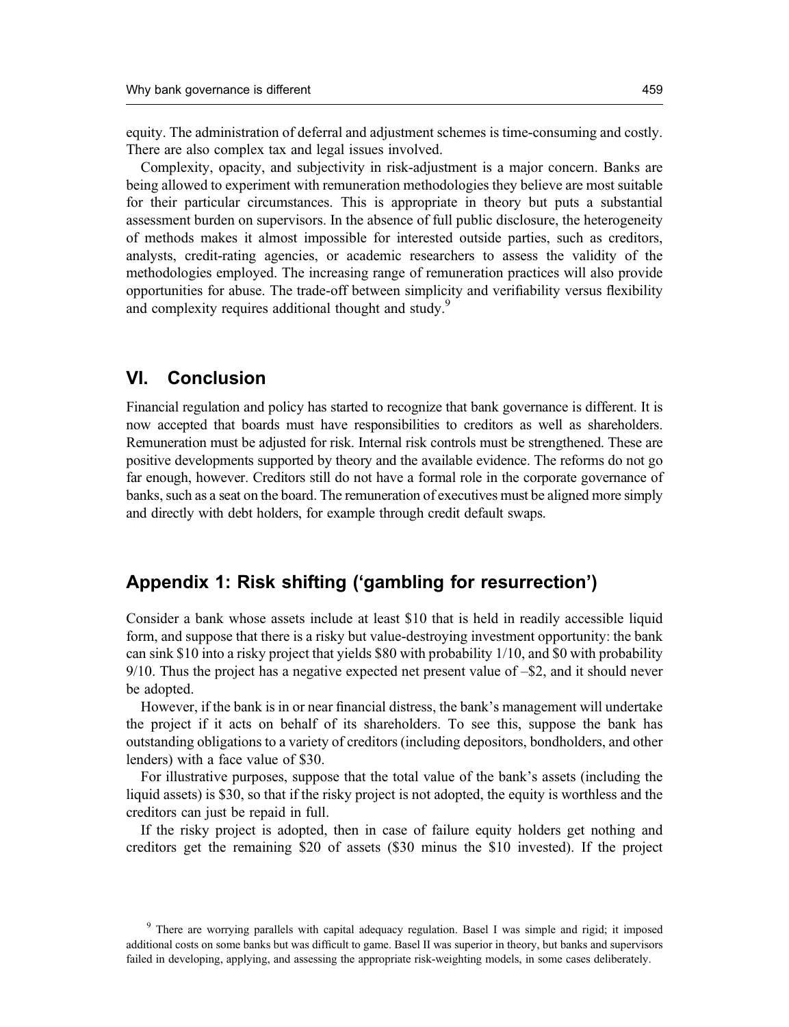equity. The administration of deferral and adjustment schemes is time-consuming and costly. There are also complex tax and legal issues involved.

Complexity, opacity, and subjectivity in risk-adjustment is a major concern. Banks are being allowed to experiment with remuneration methodologies they believe are most suitable for their particular circumstances. This is appropriate in theory but puts a substantial assessment burden on supervisors. In the absence of full public disclosure, the heterogeneity of methods makes it almost impossible for interested outside parties, such as creditors, analysts, credit-rating agencies, or academic researchers to assess the validity of the methodologies employed. The increasing range of remuneration practices will also provide opportunities for abuse. The trade-off between simplicity and verifiability versus flexibility and complexity requires additional thought and study.[9]

## VI. Conclusion

Financial regulation and policy has started to recognize that bank governance is different. It is now accepted that boards must have responsibilities to creditors as well as shareholders. Remuneration must be adjusted for risk. Internal risk controls must be strengthened. These are positive developments supported by theory and the available evidence. The reforms do not go far enough, however. Creditors still do not have a formal role in the corporate governance of banks, such as a seat on the board. The remuneration of executives must be aligned more simply and directly with debt holders, for example through credit default swaps.

## Appendix 1: Risk shifting ('gambling for resurrection')

Consider a bank whose assets include at least \$10 that is held in readily accessible liquid form, and suppose that there is a risky but value-destroying investment opportunity: the bank can sink \$10 into a risky project that yields \$80 with probability 1/10, and \$0 with probability 9/10. Thus the project has a negative expected net present value of –\$2, and it should never be adopted.

However, if the bank is in or near financial distress, the bank's management will undertake the project if it acts on behalf of its shareholders. To see this, suppose the bank has outstanding obligations to a variety of creditors (including depositors, bondholders, and other lenders) with a face value of \$30.

For illustrative purposes, suppose that the total value of the bank's assets (including the liquid assets) is \$30, so that if the risky project is not adopted, the equity is worthless and the creditors can just be repaid in full.

If the risky project is adopted, then in case of failure equity holders get nothing and creditors get the remaining \$20 of assets (\$30 minus the \$10 invested). If the project

[9] There are worrying parallels with capital adequacy regulation. Basel I was simple and rigid; it imposed additional costs on some banks but was difficult to game. Basel II was superior in theory, but banks and supervisors failed in developing, applying, and assessing the appropriate risk-weighting models, in some cases deliberately.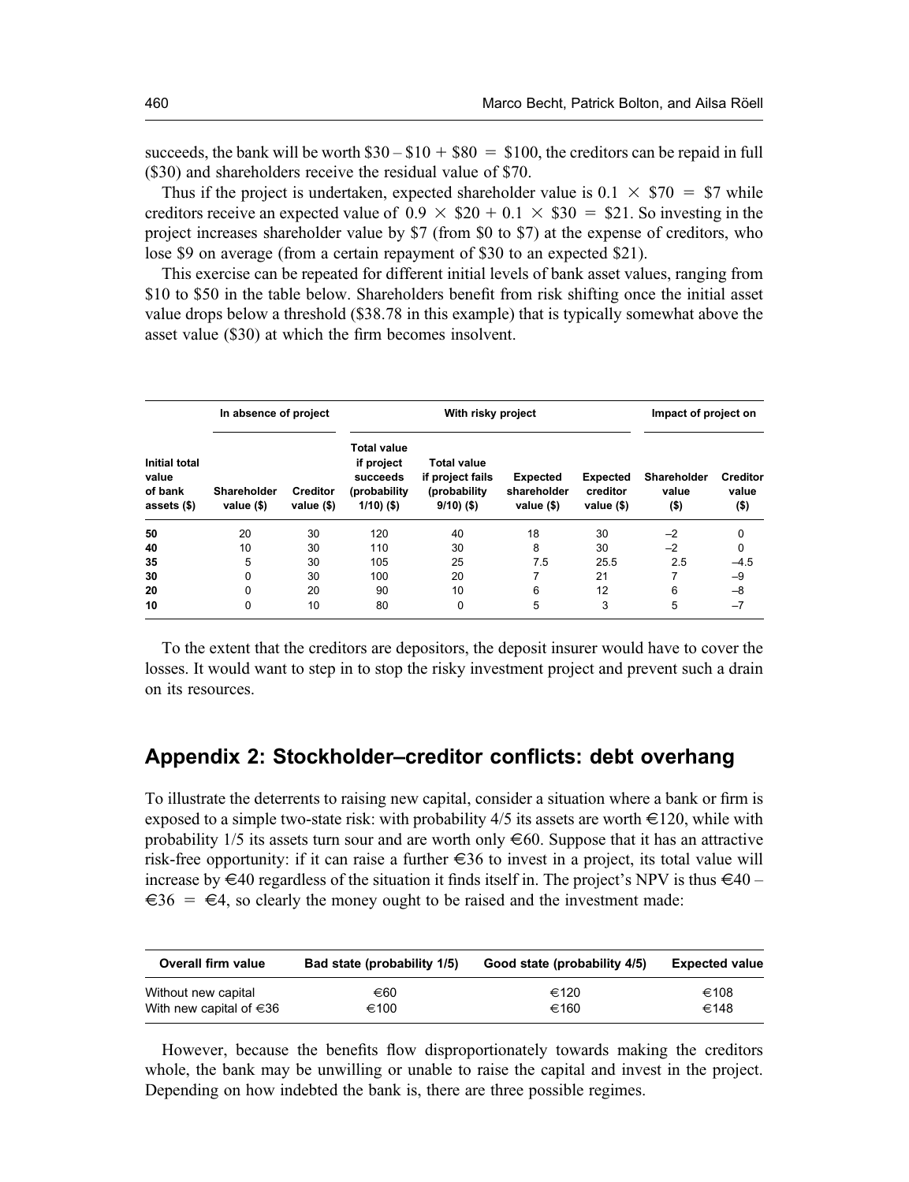succeeds, the bank will be worth $30 – $10 + $80 = $100, the creditors can be repaid in full ($30) and shareholders receive the residual value of $70.

Thus if the project is undertaken, expected shareholder value is 0.1 × $70 = $7 while creditors receive an expected value of 0.9 × $20 + 0.1 × $30 = $21. So investing in the project increases shareholder value by $7 (from $0 to $7) at the expense of creditors, who lose $9 on average (from a certain repayment of $30 to an expected $21).

This exercise can be repeated for different initial levels of bank asset values, ranging from $10 to $50 in the table below. Shareholders benefit from risk shifting once the initial asset value drops below a threshold ($38.78 in this example) that is typically somewhat above the asset value ($30) at which the firm becomes insolvent.

| | In absence of project | | With risky project | | | | Impact of project on | |
|---|---|---|---|---|---|---|---|---|
| **Initial total value of bank assets ($)** | **Shareholder value ($)** | **Creditor value ($)** | **Total value if project succeeds (probability 1/10) ($)** | **Total value if project fails (probability 9/10) ($)** | **Expected shareholder value ($)** | **Expected creditor value ($)** | **Shareholder value ($)** | **Creditor value ($)** |
| **50** | 20 | 30 | 120 | 40 | 18 | 30 | –2 | 0 |
| **40** | 10 | 30 | 110 | 30 | 8 | 30 | –2 | 0 |
| **35** | 5 | 30 | 105 | 25 | 7.5 | 25.5 | 2.5 | –4.5 |
| **30** | 0 | 30 | 100 | 20 | 7 | 21 | 7 | –9 |
| **20** | 0 | 20 | 90 | 10 | 6 | 12 | 6 | –8 |
| **10** | 0 | 10 | 80 | 0 | 5 | 3 | 5 | –7 |

To the extent that the creditors are depositors, the deposit insurer would have to cover the losses. It would want to step in to stop the risky investment project and prevent such a drain on its resources.

## Appendix 2: Stockholder–creditor conflicts: debt overhang

To illustrate the deterrents to raising new capital, consider a situation where a bank or firm is exposed to a simple two-state risk: with probability 4/5 its assets are worth €120, while with probability 1/5 its assets turn sour and are worth only €60. Suppose that it has an attractive risk-free opportunity: if it can raise a further €36 to invest in a project, its total value will increase by €40 regardless of the situation it finds itself in. The project's NPV is thus €40 – €36 = €4, so clearly the money ought to be raised and the investment made:

| Overall firm value | Bad state (probability 1/5) | Good state (probability 4/5) | Expected value |
|---|---|---|---|
| Without new capital | €60 | €120 | €108 |
| With new capital of €36 | €100 | €160 | €148 |

However, because the benefits flow disproportionately towards making the creditors whole, the bank may be unwilling or unable to raise the capital and invest in the project. Depending on how indebted the bank is, there are three possible regimes.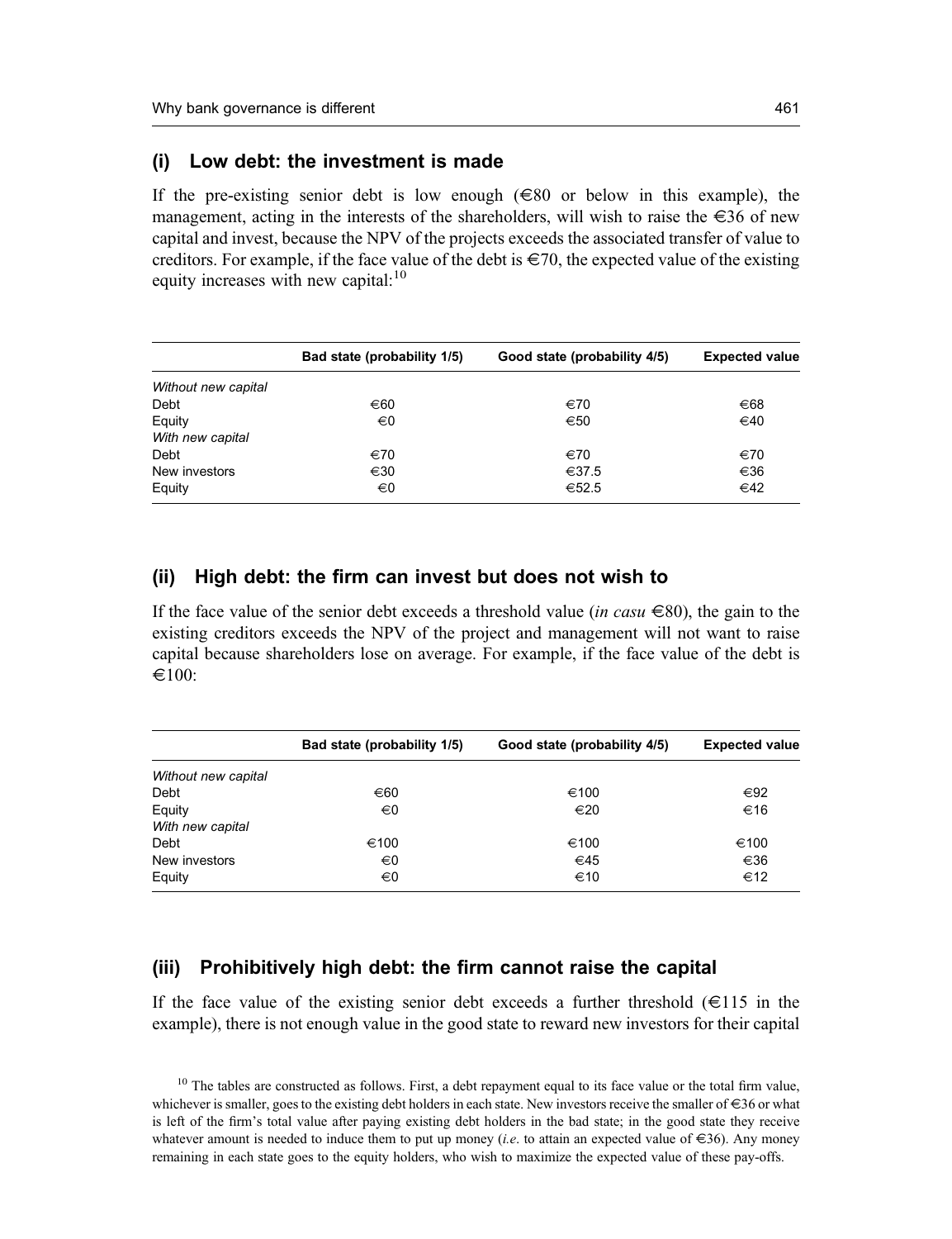### (i) Low debt: the investment is made

If the pre-existing senior debt is low enough (€80 or below in this example), the management, acting in the interests of the shareholders, will wish to raise the €36 of new capital and invest, because the NPV of the projects exceeds the associated transfer of value to creditors. For example, if the face value of the debt is €70, the expected value of the existing equity increases with new capital:[10]

| | Bad state (probability 1/5) | Good state (probability 4/5) | Expected value |
|---|---|---|---|
| *Without new capital* | | | |
| Debt | €60 | €70 | €68 |
| Equity | €0 | €50 | €40 |
| *With new capital* | | | |
| Debt | €70 | €70 | €70 |
| New investors | €30 | €37.5 | €36 |
| Equity | €0 | €52.5 | €42 |

### (ii) High debt: the firm can invest but does not wish to

If the face value of the senior debt exceeds a threshold value (*in casu* €80), the gain to the existing creditors exceeds the NPV of the project and management will not want to raise capital because shareholders lose on average. For example, if the face value of the debt is €100:

| | Bad state (probability 1/5) | Good state (probability 4/5) | Expected value |
|---|---|---|---|
| *Without new capital* | | | |
| Debt | €60 | €100 | €92 |
| Equity | €0 | €20 | €16 |
| *With new capital* | | | |
| Debt | €100 | €100 | €100 |
| New investors | €0 | €45 | €36 |
| Equity | €0 | €10 | €12 |

### (iii) Prohibitively high debt: the firm cannot raise the capital

If the face value of the existing senior debt exceeds a further threshold (€115 in the example), there is not enough value in the good state to reward new investors for their capital

[10] The tables are constructed as follows. First, a debt repayment equal to its face value or the total firm value, whichever is smaller, goes to the existing debt holders in each state. New investors receive the smaller of €36 or what is left of the firm's total value after paying existing debt holders in the bad state; in the good state they receive whatever amount is needed to induce them to put up money (*i.e.* to attain an expected value of €36). Any money remaining in each state goes to the equity holders, who wish to maximize the expected value of these pay-offs.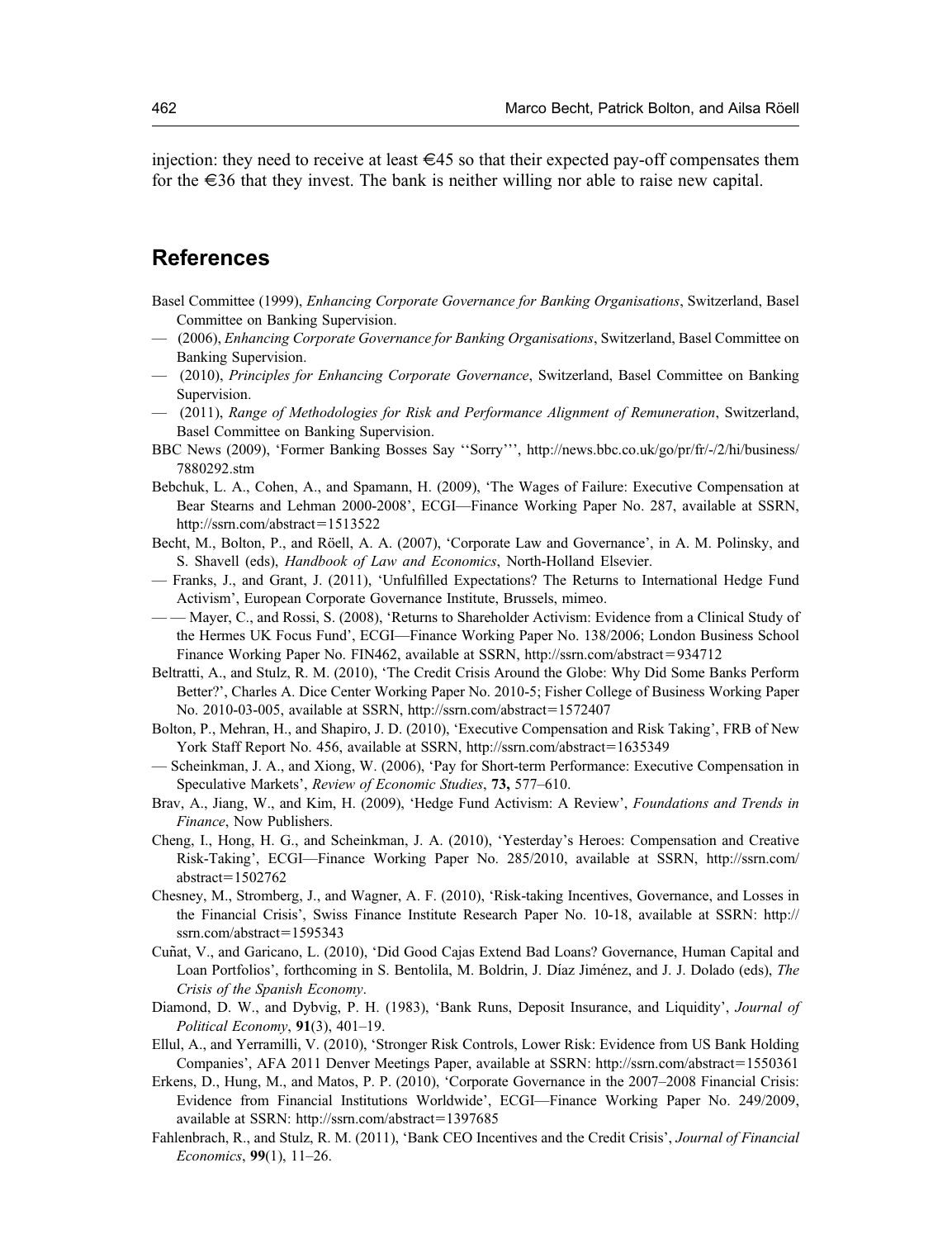injection: they need to receive at least €45 so that their expected pay-off compensates them for the €36 that they invest. The bank is neither willing nor able to raise new capital.

## References

Basel Committee (1999), *Enhancing Corporate Governance for Banking Organisations*, Switzerland, Basel Committee on Banking Supervision.

— (2006), *Enhancing Corporate Governance for Banking Organisations*, Switzerland, Basel Committee on Banking Supervision.

— (2010), *Principles for Enhancing Corporate Governance*, Switzerland, Basel Committee on Banking Supervision.

— (2011), *Range of Methodologies for Risk and Performance Alignment of Remuneration*, Switzerland, Basel Committee on Banking Supervision.

BBC News (2009), 'Former Banking Bosses Say ''Sorry''', http://news.bbc.co.uk/go/pr/fr/-/2/hi/business/7880292.stm

Bebchuk, L. A., Cohen, A., and Spamann, H. (2009), 'The Wages of Failure: Executive Compensation at Bear Stearns and Lehman 2000-2008', ECGI—Finance Working Paper No. 287, available at SSRN, http://ssrn.com/abstract=1513522

Becht, M., Bolton, P., and Röell, A. A. (2007), 'Corporate Law and Governance', in A. M. Polinsky, and S. Shavell (eds), *Handbook of Law and Economics*, North-Holland Elsevier.

— Franks, J., and Grant, J. (2011), 'Unfulfilled Expectations? The Returns to International Hedge Fund Activism', European Corporate Governance Institute, Brussels, mimeo.

— — Mayer, C., and Rossi, S. (2008), 'Returns to Shareholder Activism: Evidence from a Clinical Study of the Hermes UK Focus Fund', ECGI—Finance Working Paper No. 138/2006; London Business School Finance Working Paper No. FIN462, available at SSRN, http://ssrn.com/abstract=934712

Beltratti, A., and Stulz, R. M. (2010), 'The Credit Crisis Around the Globe: Why Did Some Banks Perform Better?', Charles A. Dice Center Working Paper No. 2010-5; Fisher College of Business Working Paper No. 2010-03-005, available at SSRN, http://ssrn.com/abstract=1572407

Bolton, P., Mehran, H., and Shapiro, J. D. (2010), 'Executive Compensation and Risk Taking', FRB of New York Staff Report No. 456, available at SSRN, http://ssrn.com/abstract=1635349

— Scheinkman, J. A., and Xiong, W. (2006), 'Pay for Short-term Performance: Executive Compensation in Speculative Markets', *Review of Economic Studies*, **73,** 577–610.

Brav, A., Jiang, W., and Kim, H. (2009), 'Hedge Fund Activism: A Review', *Foundations and Trends in Finance*, Now Publishers.

Cheng, I., Hong, H. G., and Scheinkman, J. A. (2010), 'Yesterday's Heroes: Compensation and Creative Risk-Taking', ECGI—Finance Working Paper No. 285/2010, available at SSRN, http://ssrn.com/abstract=1502762

Chesney, M., Stromberg, J., and Wagner, A. F. (2010), 'Risk-taking Incentives, Governance, and Losses in the Financial Crisis', Swiss Finance Institute Research Paper No. 10-18, available at SSRN: http://ssrn.com/abstract=1595343

Cuñat, V., and Garicano, L. (2010), 'Did Good Cajas Extend Bad Loans? Governance, Human Capital and Loan Portfolios', forthcoming in S. Bentolila, M. Boldrin, J. Díaz Jiménez, and J. J. Dolado (eds), *The Crisis of the Spanish Economy*.

Diamond, D. W., and Dybvig, P. H. (1983), 'Bank Runs, Deposit Insurance, and Liquidity', *Journal of Political Economy*, **91**(3), 401–19.

Ellul, A., and Yerramilli, V. (2010), 'Stronger Risk Controls, Lower Risk: Evidence from US Bank Holding Companies', AFA 2011 Denver Meetings Paper, available at SSRN: http://ssrn.com/abstract=1550361

Erkens, D., Hung, M., and Matos, P. P. (2010), 'Corporate Governance in the 2007–2008 Financial Crisis: Evidence from Financial Institutions Worldwide', ECGI—Finance Working Paper No. 249/2009, available at SSRN: http://ssrn.com/abstract=1397685

Fahlenbrach, R., and Stulz, R. M. (2011), 'Bank CEO Incentives and the Credit Crisis', *Journal of Financial Economics*, **99**(1), 11–26.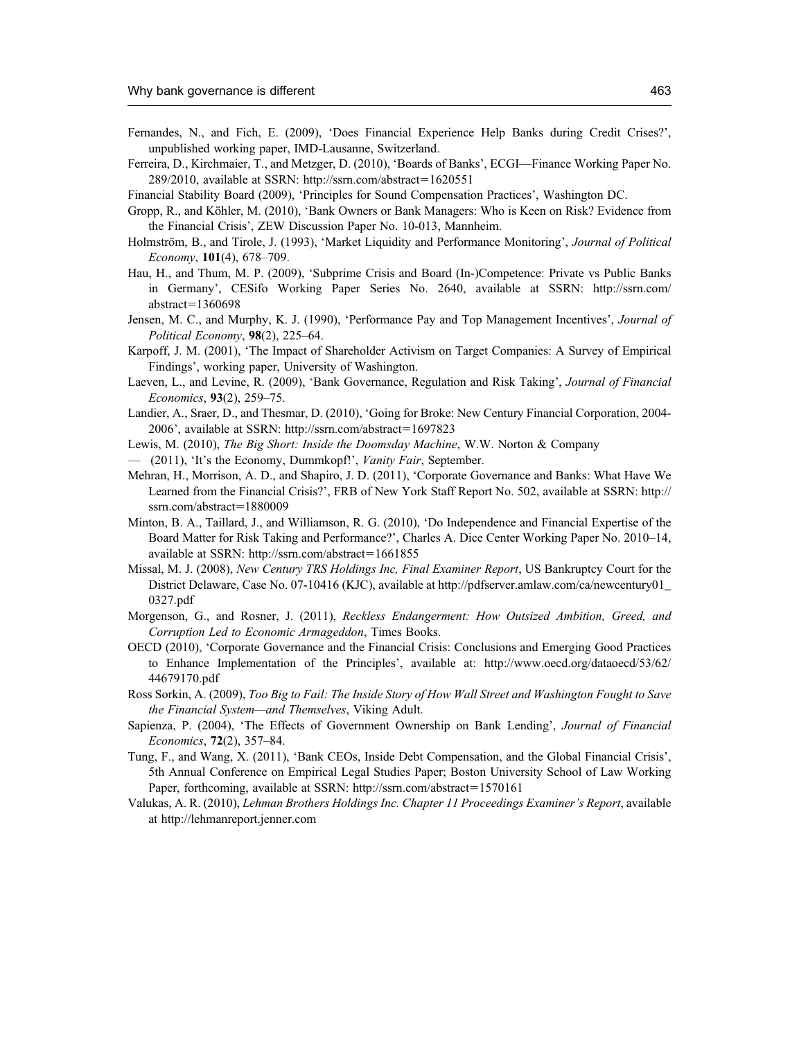Fernandes, N., and Fich, E. (2009), 'Does Financial Experience Help Banks during Credit Crises?', unpublished working paper, IMD-Lausanne, Switzerland.

Ferreira, D., Kirchmaier, T., and Metzger, D. (2010), 'Boards of Banks', ECGI—Finance Working Paper No. 289/2010, available at SSRN: http://ssrn.com/abstract=1620551

Financial Stability Board (2009), 'Principles for Sound Compensation Practices', Washington DC.

Gropp, R., and Köhler, M. (2010), 'Bank Owners or Bank Managers: Who is Keen on Risk? Evidence from the Financial Crisis', ZEW Discussion Paper No. 10-013, Mannheim.

Holmström, B., and Tirole, J. (1993), 'Market Liquidity and Performance Monitoring', *Journal of Political Economy*, **101**(4), 678–709.

Hau, H., and Thum, M. P. (2009), 'Subprime Crisis and Board (In-)Competence: Private vs Public Banks in Germany', CESifo Working Paper Series No. 2640, available at SSRN: http://ssrn.com/abstract=1360698

Jensen, M. C., and Murphy, K. J. (1990), 'Performance Pay and Top Management Incentives', *Journal of Political Economy*, **98**(2), 225–64.

Karpoff, J. M. (2001), 'The Impact of Shareholder Activism on Target Companies: A Survey of Empirical Findings', working paper, University of Washington.

Laeven, L., and Levine, R. (2009), 'Bank Governance, Regulation and Risk Taking', *Journal of Financial Economics*, **93**(2), 259–75.

Landier, A., Sraer, D., and Thesmar, D. (2010), 'Going for Broke: New Century Financial Corporation, 2004-2006', available at SSRN: http://ssrn.com/abstract=1697823

Lewis, M. (2010), *The Big Short: Inside the Doomsday Machine*, W.W. Norton & Company

— (2011), 'It's the Economy, Dummkopf!', *Vanity Fair*, September.

Mehran, H., Morrison, A. D., and Shapiro, J. D. (2011), 'Corporate Governance and Banks: What Have We Learned from the Financial Crisis?', FRB of New York Staff Report No. 502, available at SSRN: http://ssrn.com/abstract=1880009

Minton, B. A., Taillard, J., and Williamson, R. G. (2010), 'Do Independence and Financial Expertise of the Board Matter for Risk Taking and Performance?', Charles A. Dice Center Working Paper No. 2010–14, available at SSRN: http://ssrn.com/abstract=1661855

Missal, M. J. (2008), *New Century TRS Holdings Inc, Final Examiner Report*, US Bankruptcy Court for the District Delaware, Case No. 07-10416 (KJC), available at http://pdfserver.amlaw.com/ca/newcentury01_0327.pdf

Morgenson, G., and Rosner, J. (2011), *Reckless Endangerment: How Outsized Ambition, Greed, and Corruption Led to Economic Armageddon*, Times Books.

OECD (2010), 'Corporate Governance and the Financial Crisis: Conclusions and Emerging Good Practices to Enhance Implementation of the Principles', available at: http://www.oecd.org/dataoecd/53/62/44679170.pdf

Ross Sorkin, A. (2009), *Too Big to Fail: The Inside Story of How Wall Street and Washington Fought to Save the Financial System—and Themselves*, Viking Adult.

Sapienza, P. (2004), 'The Effects of Government Ownership on Bank Lending', *Journal of Financial Economics*, **72**(2), 357–84.

Tung, F., and Wang, X. (2011), 'Bank CEOs, Inside Debt Compensation, and the Global Financial Crisis', 5th Annual Conference on Empirical Legal Studies Paper; Boston University School of Law Working Paper, forthcoming, available at SSRN: http://ssrn.com/abstract=1570161

Valukas, A. R. (2010), *Lehman Brothers Holdings Inc. Chapter 11 Proceedings Examiner's Report*, available at http://lehmanreport.jenner.com